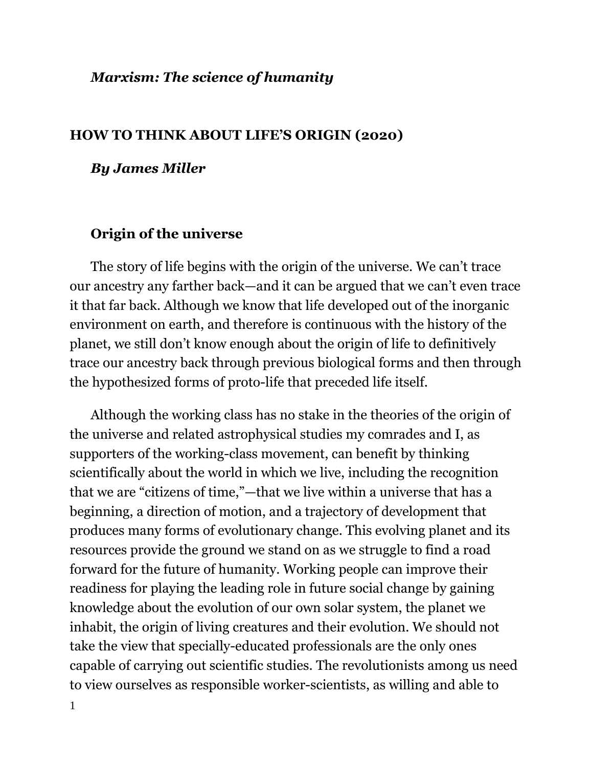*Marxism: The science of humanity*

## HOW TO THINK ABOUT LIFE'S ORIGIN (2020)

***By James Miller***

### Origin of the universe

The story of life begins with the origin of the universe. We can't trace our ancestry any farther back—and it can be argued that we can't even trace it that far back. Although we know that life developed out of the inorganic environment on earth, and therefore is continuous with the history of the planet, we still don't know enough about the origin of life to definitively trace our ancestry back through previous biological forms and then through the hypothesized forms of proto-life that preceded life itself.

Although the working class has no stake in the theories of the origin of the universe and related astrophysical studies my comrades and I, as supporters of the working-class movement, can benefit by thinking scientifically about the world in which we live, including the recognition that we are "citizens of time,"—that we live within a universe that has a beginning, a direction of motion, and a trajectory of development that produces many forms of evolutionary change. This evolving planet and its resources provide the ground we stand on as we struggle to find a road forward for the future of humanity. Working people can improve their readiness for playing the leading role in future social change by gaining knowledge about the evolution of our own solar system, the planet we inhabit, the origin of living creatures and their evolution. We should not take the view that specially-educated professionals are the only ones capable of carrying out scientific studies. The revolutionists among us need to view ourselves as responsible worker-scientists, as willing and able to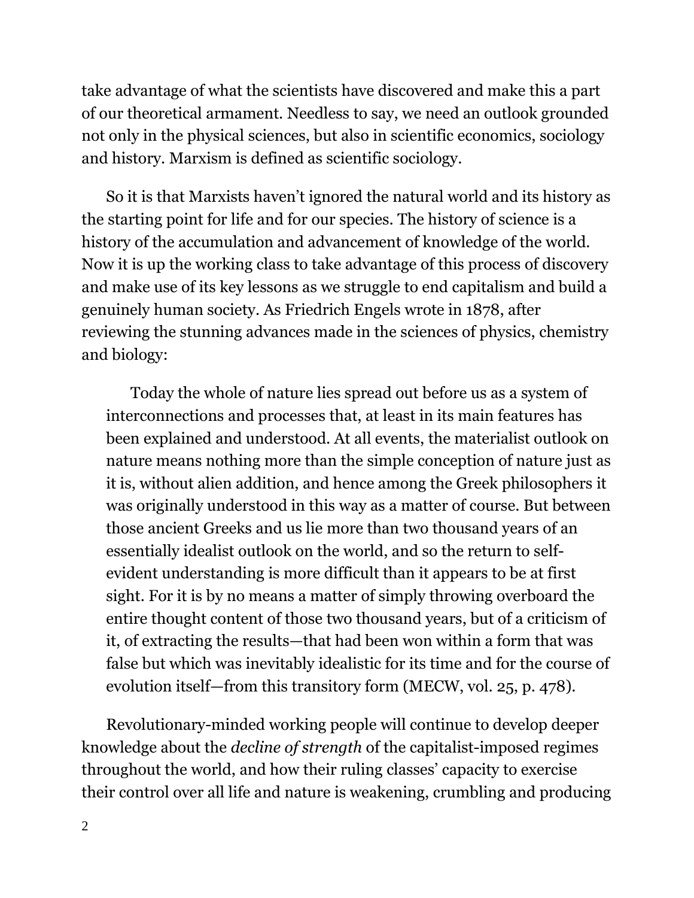take advantage of what the scientists have discovered and make this a part of our theoretical armament. Needless to say, we need an outlook grounded not only in the physical sciences, but also in scientific economics, sociology and history. Marxism is defined as scientific sociology.

So it is that Marxists haven't ignored the natural world and its history as the starting point for life and for our species. The history of science is a history of the accumulation and advancement of knowledge of the world. Now it is up the working class to take advantage of this process of discovery and make use of its key lessons as we struggle to end capitalism and build a genuinely human society. As Friedrich Engels wrote in 1878, after reviewing the stunning advances made in the sciences of physics, chemistry and biology:

> Today the whole of nature lies spread out before us as a system of interconnections and processes that, at least in its main features has been explained and understood. At all events, the materialist outlook on nature means nothing more than the simple conception of nature just as it is, without alien addition, and hence among the Greek philosophers it was originally understood in this way as a matter of course. But between those ancient Greeks and us lie more than two thousand years of an essentially idealist outlook on the world, and so the return to self-evident understanding is more difficult than it appears to be at first sight. For it is by no means a matter of simply throwing overboard the entire thought content of those two thousand years, but of a criticism of it, of extracting the results—that had been won within a form that was false but which was inevitably idealistic for its time and for the course of evolution itself—from this transitory form (MECW, vol. 25, p. 478).

Revolutionary-minded working people will continue to develop deeper knowledge about the *decline of strength* of the capitalist-imposed regimes throughout the world, and how their ruling classes' capacity to exercise their control over all life and nature is weakening, crumbling and producing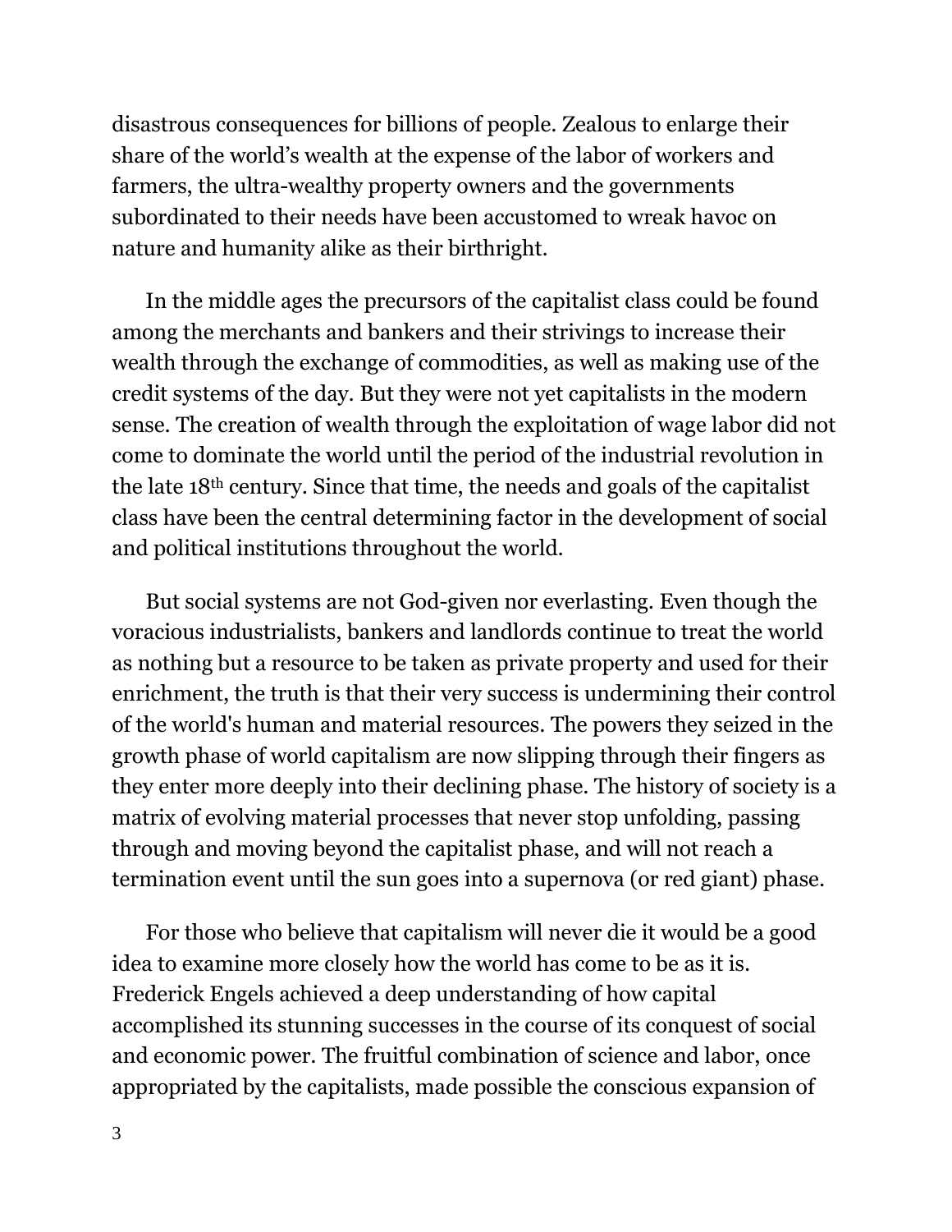disastrous consequences for billions of people. Zealous to enlarge their share of the world's wealth at the expense of the labor of workers and farmers, the ultra-wealthy property owners and the governments subordinated to their needs have been accustomed to wreak havoc on nature and humanity alike as their birthright.

In the middle ages the precursors of the capitalist class could be found among the merchants and bankers and their strivings to increase their wealth through the exchange of commodities, as well as making use of the credit systems of the day. But they were not yet capitalists in the modern sense. The creation of wealth through the exploitation of wage labor did not come to dominate the world until the period of the industrial revolution in the late 18th century. Since that time, the needs and goals of the capitalist class have been the central determining factor in the development of social and political institutions throughout the world.

But social systems are not God-given nor everlasting. Even though the voracious industrialists, bankers and landlords continue to treat the world as nothing but a resource to be taken as private property and used for their enrichment, the truth is that their very success is undermining their control of the world's human and material resources. The powers they seized in the growth phase of world capitalism are now slipping through their fingers as they enter more deeply into their declining phase. The history of society is a matrix of evolving material processes that never stop unfolding, passing through and moving beyond the capitalist phase, and will not reach a termination event until the sun goes into a supernova (or red giant) phase.

For those who believe that capitalism will never die it would be a good idea to examine more closely how the world has come to be as it is. Frederick Engels achieved a deep understanding of how capital accomplished its stunning successes in the course of its conquest of social and economic power. The fruitful combination of science and labor, once appropriated by the capitalists, made possible the conscious expansion of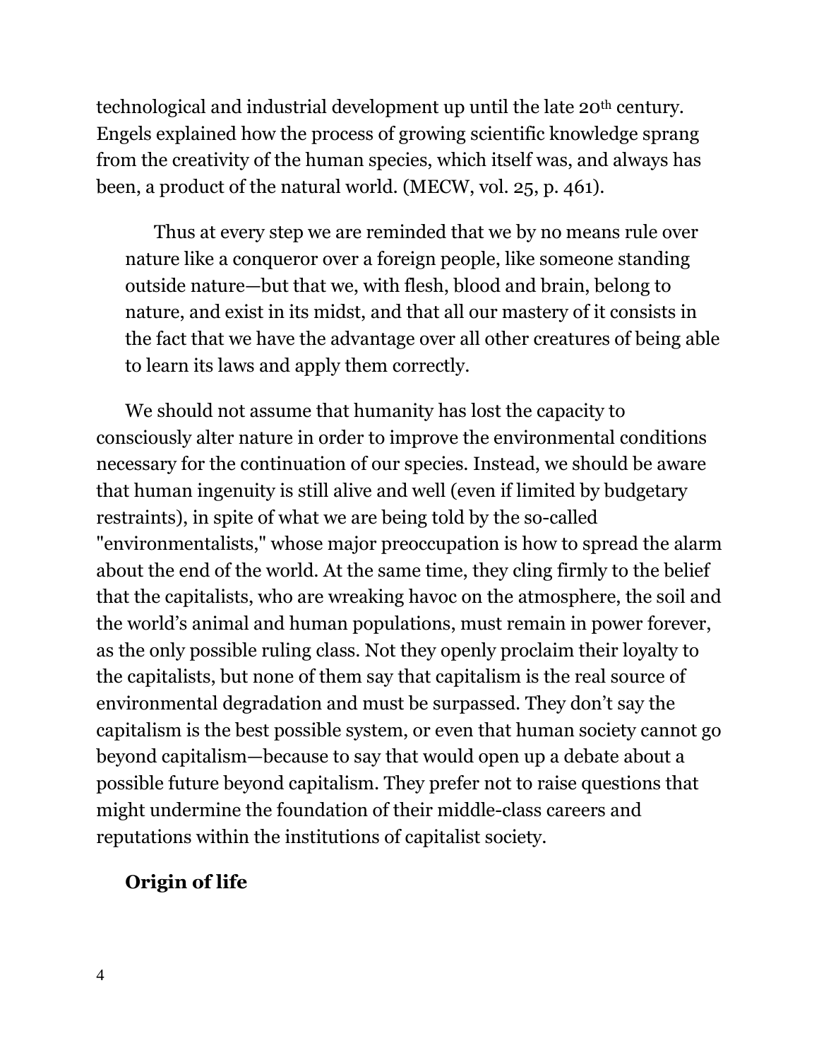technological and industrial development up until the late 20th century. Engels explained how the process of growing scientific knowledge sprang from the creativity of the human species, which itself was, and always has been, a product of the natural world. (MECW, vol. 25, p. 461).

> Thus at every step we are reminded that we by no means rule over nature like a conqueror over a foreign people, like someone standing outside nature—but that we, with flesh, blood and brain, belong to nature, and exist in its midst, and that all our mastery of it consists in the fact that we have the advantage over all other creatures of being able to learn its laws and apply them correctly.

We should not assume that humanity has lost the capacity to consciously alter nature in order to improve the environmental conditions necessary for the continuation of our species. Instead, we should be aware that human ingenuity is still alive and well (even if limited by budgetary restraints), in spite of what we are being told by the so-called "environmentalists," whose major preoccupation is how to spread the alarm about the end of the world. At the same time, they cling firmly to the belief that the capitalists, who are wreaking havoc on the atmosphere, the soil and the world's animal and human populations, must remain in power forever, as the only possible ruling class. Not they openly proclaim their loyalty to the capitalists, but none of them say that capitalism is the real source of environmental degradation and must be surpassed. They don't say the capitalism is the best possible system, or even that human society cannot go beyond capitalism—because to say that would open up a debate about a possible future beyond capitalism. They prefer not to raise questions that might undermine the foundation of their middle-class careers and reputations within the institutions of capitalist society.

**Origin of life**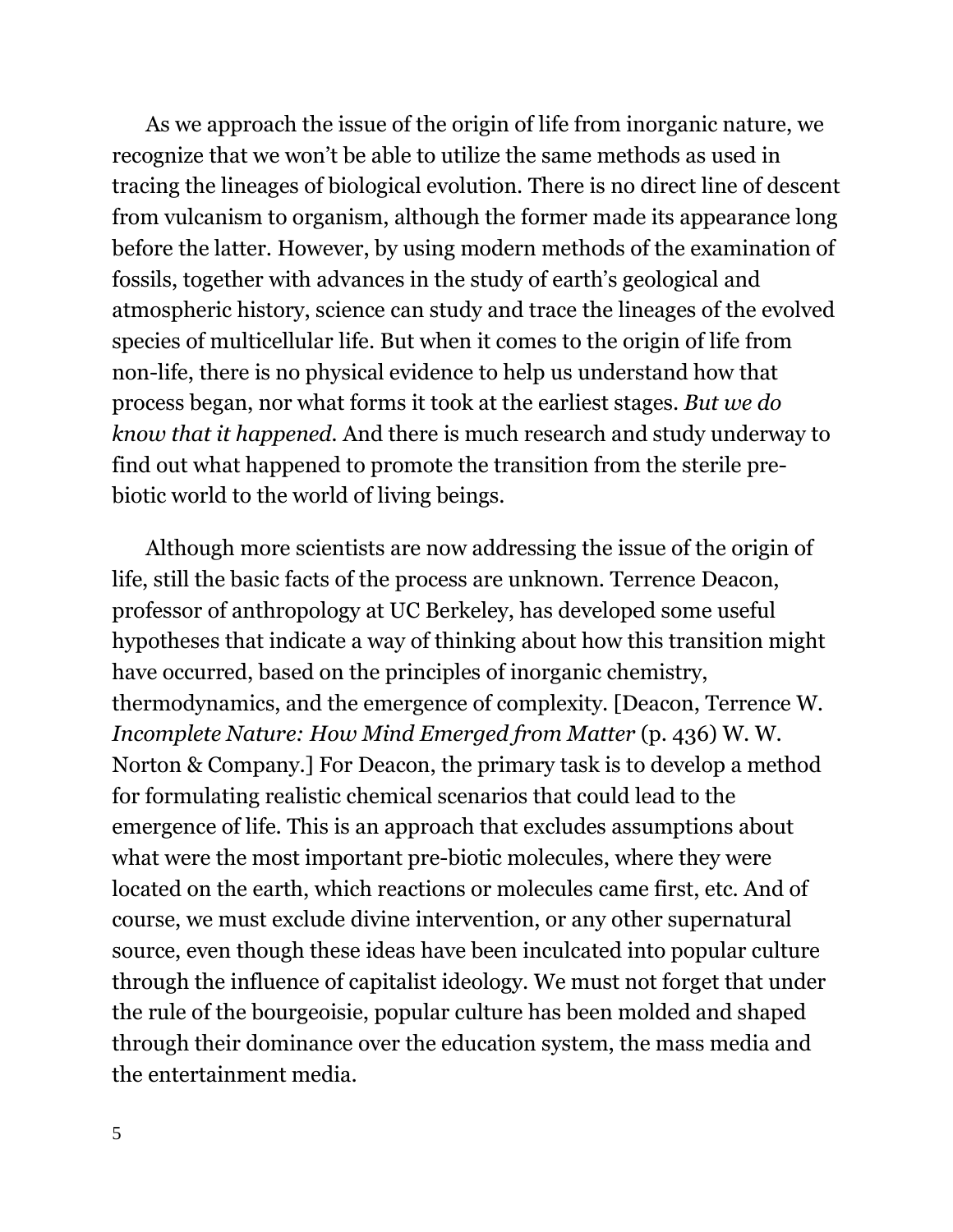As we approach the issue of the origin of life from inorganic nature, we recognize that we won't be able to utilize the same methods as used in tracing the lineages of biological evolution. There is no direct line of descent from vulcanism to organism, although the former made its appearance long before the latter. However, by using modern methods of the examination of fossils, together with advances in the study of earth's geological and atmospheric history, science can study and trace the lineages of the evolved species of multicellular life. But when it comes to the origin of life from non-life, there is no physical evidence to help us understand how that process began, nor what forms it took at the earliest stages. *But we do know that it happened.* And there is much research and study underway to find out what happened to promote the transition from the sterile pre-biotic world to the world of living beings.

Although more scientists are now addressing the issue of the origin of life, still the basic facts of the process are unknown. Terrence Deacon, professor of anthropology at UC Berkeley, has developed some useful hypotheses that indicate a way of thinking about how this transition might have occurred, based on the principles of inorganic chemistry, thermodynamics, and the emergence of complexity. [Deacon, Terrence W. *Incomplete Nature: How Mind Emerged from Matter* (p. 436) W. W. Norton & Company.] For Deacon, the primary task is to develop a method for formulating realistic chemical scenarios that could lead to the emergence of life. This is an approach that excludes assumptions about what were the most important pre-biotic molecules, where they were located on the earth, which reactions or molecules came first, etc. And of course, we must exclude divine intervention, or any other supernatural source, even though these ideas have been inculcated into popular culture through the influence of capitalist ideology. We must not forget that under the rule of the bourgeoisie, popular culture has been molded and shaped through their dominance over the education system, the mass media and the entertainment media.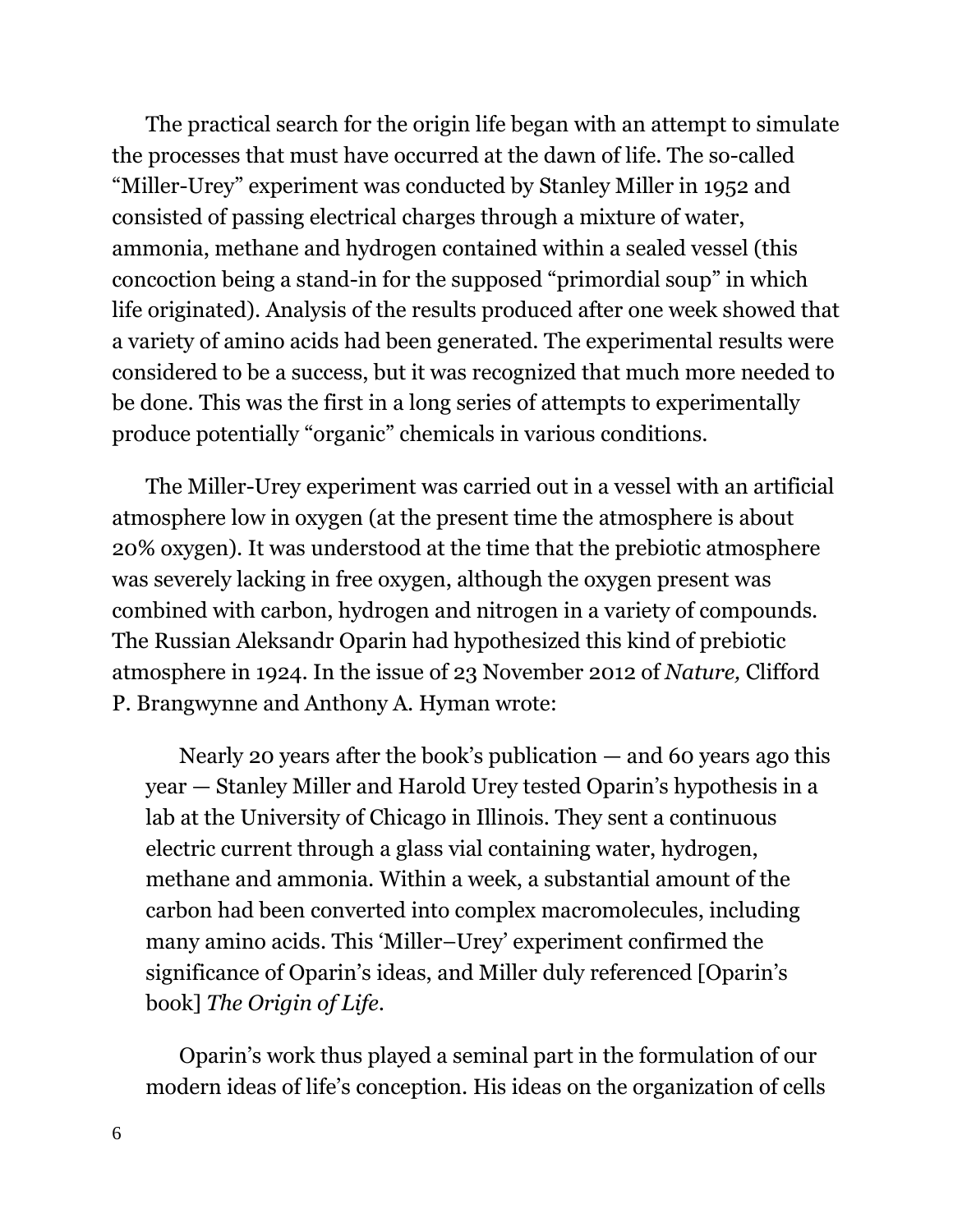The practical search for the origin life began with an attempt to simulate the processes that must have occurred at the dawn of life. The so-called "Miller-Urey" experiment was conducted by Stanley Miller in 1952 and consisted of passing electrical charges through a mixture of water, ammonia, methane and hydrogen contained within a sealed vessel (this concoction being a stand-in for the supposed "primordial soup" in which life originated). Analysis of the results produced after one week showed that a variety of amino acids had been generated. The experimental results were considered to be a success, but it was recognized that much more needed to be done. This was the first in a long series of attempts to experimentally produce potentially "organic" chemicals in various conditions.

The Miller-Urey experiment was carried out in a vessel with an artificial atmosphere low in oxygen (at the present time the atmosphere is about 20% oxygen). It was understood at the time that the prebiotic atmosphere was severely lacking in free oxygen, although the oxygen present was combined with carbon, hydrogen and nitrogen in a variety of compounds. The Russian Aleksandr Oparin had hypothesized this kind of prebiotic atmosphere in 1924. In the issue of 23 November 2012 of *Nature,* Clifford P. Brangwynne and Anthony A. Hyman wrote:

> Nearly 20 years after the book's publication — and 60 years ago this year — Stanley Miller and Harold Urey tested Oparin's hypothesis in a lab at the University of Chicago in Illinois. They sent a continuous electric current through a glass vial containing water, hydrogen, methane and ammonia. Within a week, a substantial amount of the carbon had been converted into complex macromolecules, including many amino acids. This 'Miller–Urey' experiment confirmed the significance of Oparin's ideas, and Miller duly referenced [Oparin's book] *The Origin of Life.*
>
> Oparin's work thus played a seminal part in the formulation of our modern ideas of life's conception. His ideas on the organization of cells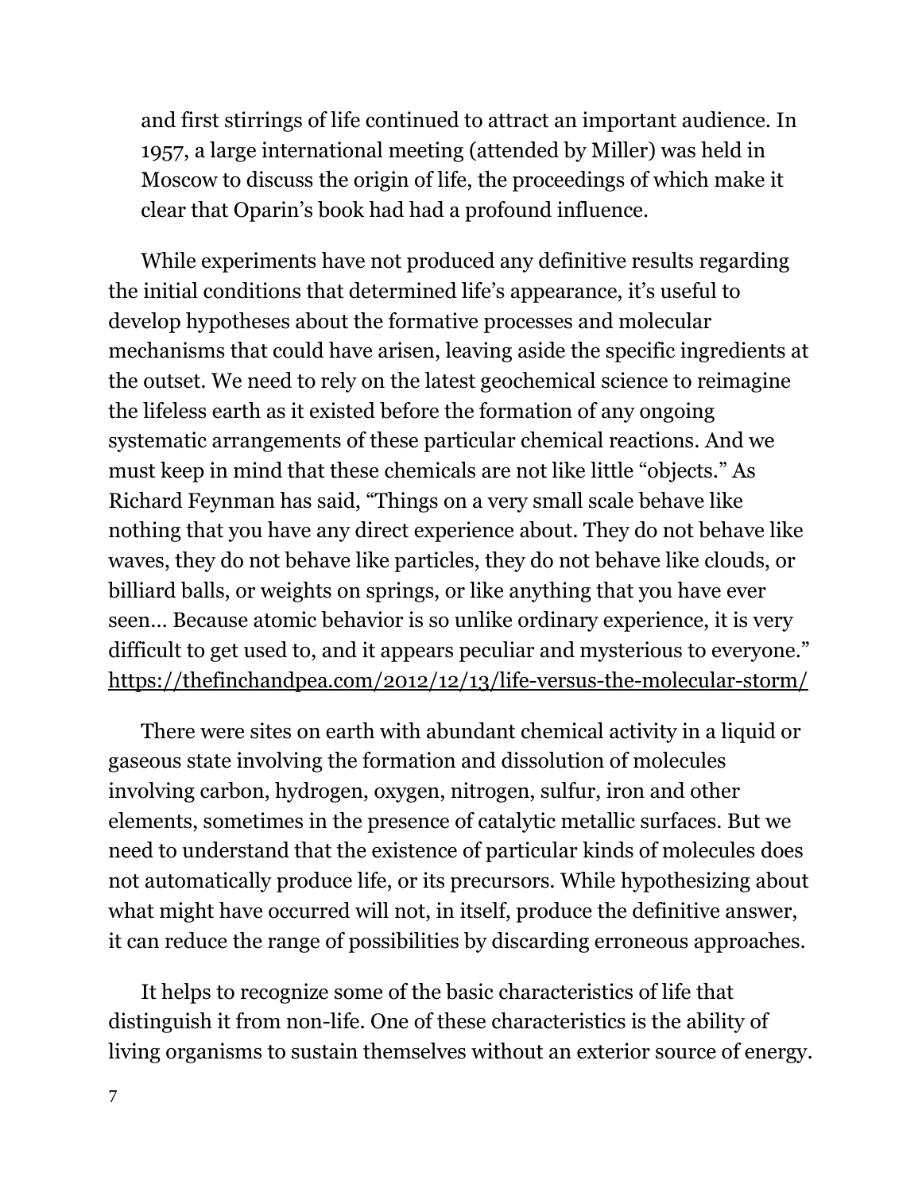and first stirrings of life continued to attract an important audience. In 1957, a large international meeting (attended by Miller) was held in Moscow to discuss the origin of life, the proceedings of which make it clear that Oparin's book had had a profound influence.

While experiments have not produced any definitive results regarding the initial conditions that determined life's appearance, it's useful to develop hypotheses about the formative processes and molecular mechanisms that could have arisen, leaving aside the specific ingredients at the outset. We need to rely on the latest geochemical science to reimagine the lifeless earth as it existed before the formation of any ongoing systematic arrangements of these particular chemical reactions. And we must keep in mind that these chemicals are not like little "objects." As Richard Feynman has said, "Things on a very small scale behave like nothing that you have any direct experience about. They do not behave like waves, they do not behave like particles, they do not behave like clouds, or billiard balls, or weights on springs, or like anything that you have ever seen… Because atomic behavior is so unlike ordinary experience, it is very difficult to get used to, and it appears peculiar and mysterious to everyone." https://thefinchandpea.com/2012/12/13/life-versus-the-molecular-storm/

There were sites on earth with abundant chemical activity in a liquid or gaseous state involving the formation and dissolution of molecules involving carbon, hydrogen, oxygen, nitrogen, sulfur, iron and other elements, sometimes in the presence of catalytic metallic surfaces. But we need to understand that the existence of particular kinds of molecules does not automatically produce life, or its precursors. While hypothesizing about what might have occurred will not, in itself, produce the definitive answer, it can reduce the range of possibilities by discarding erroneous approaches.

It helps to recognize some of the basic characteristics of life that distinguish it from non-life. One of these characteristics is the ability of living organisms to sustain themselves without an exterior source of energy.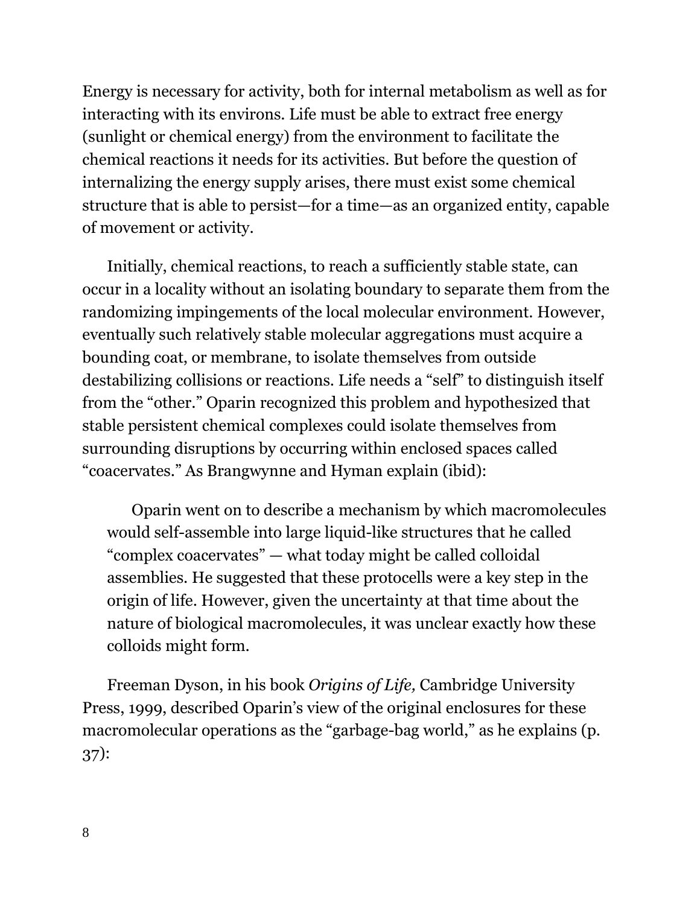Energy is necessary for activity, both for internal metabolism as well as for interacting with its environs. Life must be able to extract free energy (sunlight or chemical energy) from the environment to facilitate the chemical reactions it needs for its activities. But before the question of internalizing the energy supply arises, there must exist some chemical structure that is able to persist—for a time—as an organized entity, capable of movement or activity.

Initially, chemical reactions, to reach a sufficiently stable state, can occur in a locality without an isolating boundary to separate them from the randomizing impingements of the local molecular environment. However, eventually such relatively stable molecular aggregations must acquire a bounding coat, or membrane, to isolate themselves from outside destabilizing collisions or reactions. Life needs a "self" to distinguish itself from the "other." Oparin recognized this problem and hypothesized that stable persistent chemical complexes could isolate themselves from surrounding disruptions by occurring within enclosed spaces called "coacervates." As Brangwynne and Hyman explain (ibid):

> Oparin went on to describe a mechanism by which macromolecules would self-assemble into large liquid-like structures that he called "complex coacervates" — what today might be called colloidal assemblies. He suggested that these protocells were a key step in the origin of life. However, given the uncertainty at that time about the nature of biological macromolecules, it was unclear exactly how these colloids might form.

Freeman Dyson, in his book *Origins of Life,* Cambridge University Press, 1999, described Oparin's view of the original enclosures for these macromolecular operations as the "garbage-bag world," as he explains (p. 37):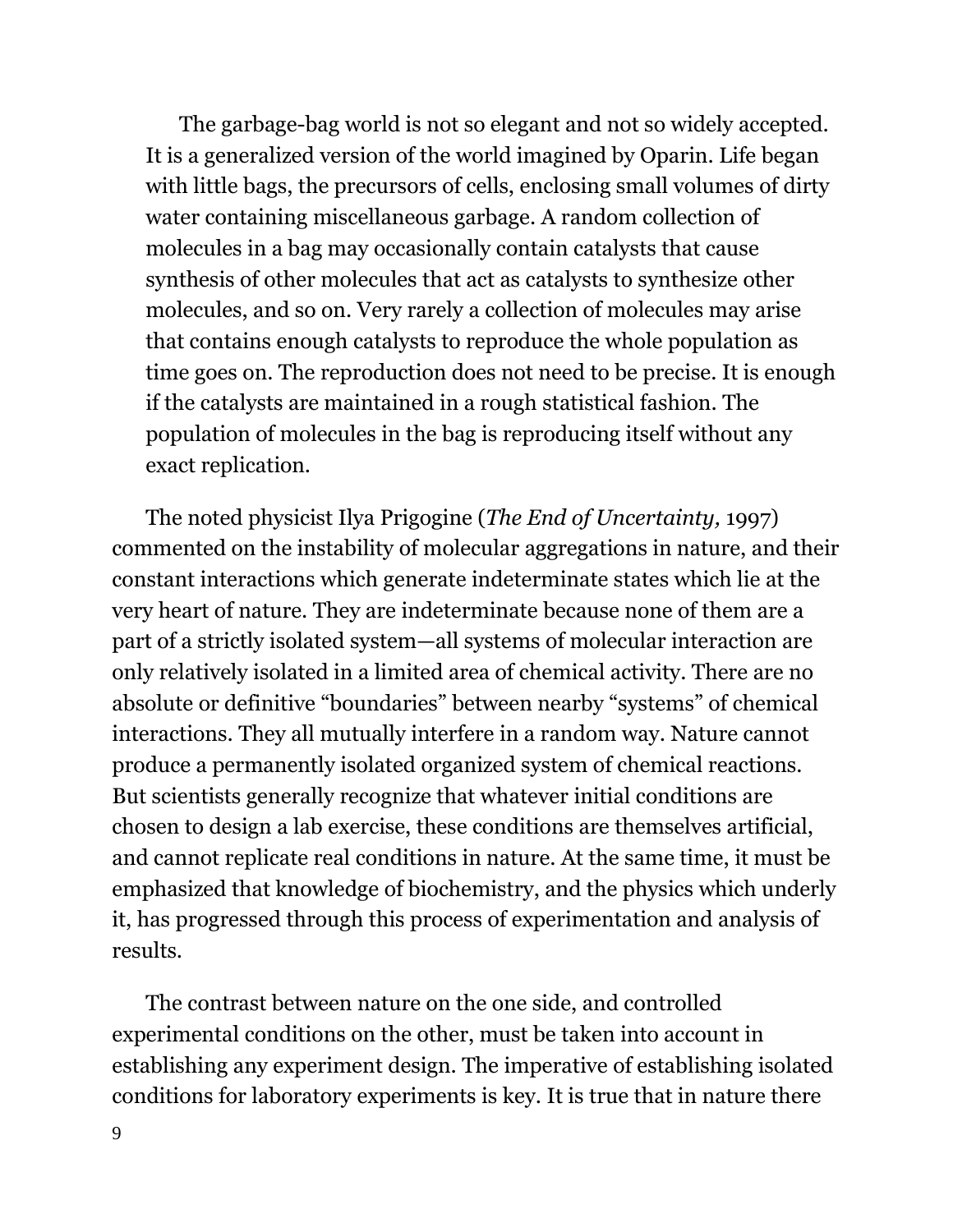> The garbage-bag world is not so elegant and not so widely accepted. It is a generalized version of the world imagined by Oparin. Life began with little bags, the precursors of cells, enclosing small volumes of dirty water containing miscellaneous garbage. A random collection of molecules in a bag may occasionally contain catalysts that cause synthesis of other molecules that act as catalysts to synthesize other molecules, and so on. Very rarely a collection of molecules may arise that contains enough catalysts to reproduce the whole population as time goes on. The reproduction does not need to be precise. It is enough if the catalysts are maintained in a rough statistical fashion. The population of molecules in the bag is reproducing itself without any exact replication.

The noted physicist Ilya Prigogine (*The End of Uncertainty,* 1997) commented on the instability of molecular aggregations in nature, and their constant interactions which generate indeterminate states which lie at the very heart of nature. They are indeterminate because none of them are a part of a strictly isolated system—all systems of molecular interaction are only relatively isolated in a limited area of chemical activity. There are no absolute or definitive "boundaries" between nearby "systems" of chemical interactions. They all mutually interfere in a random way. Nature cannot produce a permanently isolated organized system of chemical reactions. But scientists generally recognize that whatever initial conditions are chosen to design a lab exercise, these conditions are themselves artificial, and cannot replicate real conditions in nature. At the same time, it must be emphasized that knowledge of biochemistry, and the physics which underly it, has progressed through this process of experimentation and analysis of results.

The contrast between nature on the one side, and controlled experimental conditions on the other, must be taken into account in establishing any experiment design. The imperative of establishing isolated conditions for laboratory experiments is key. It is true that in nature there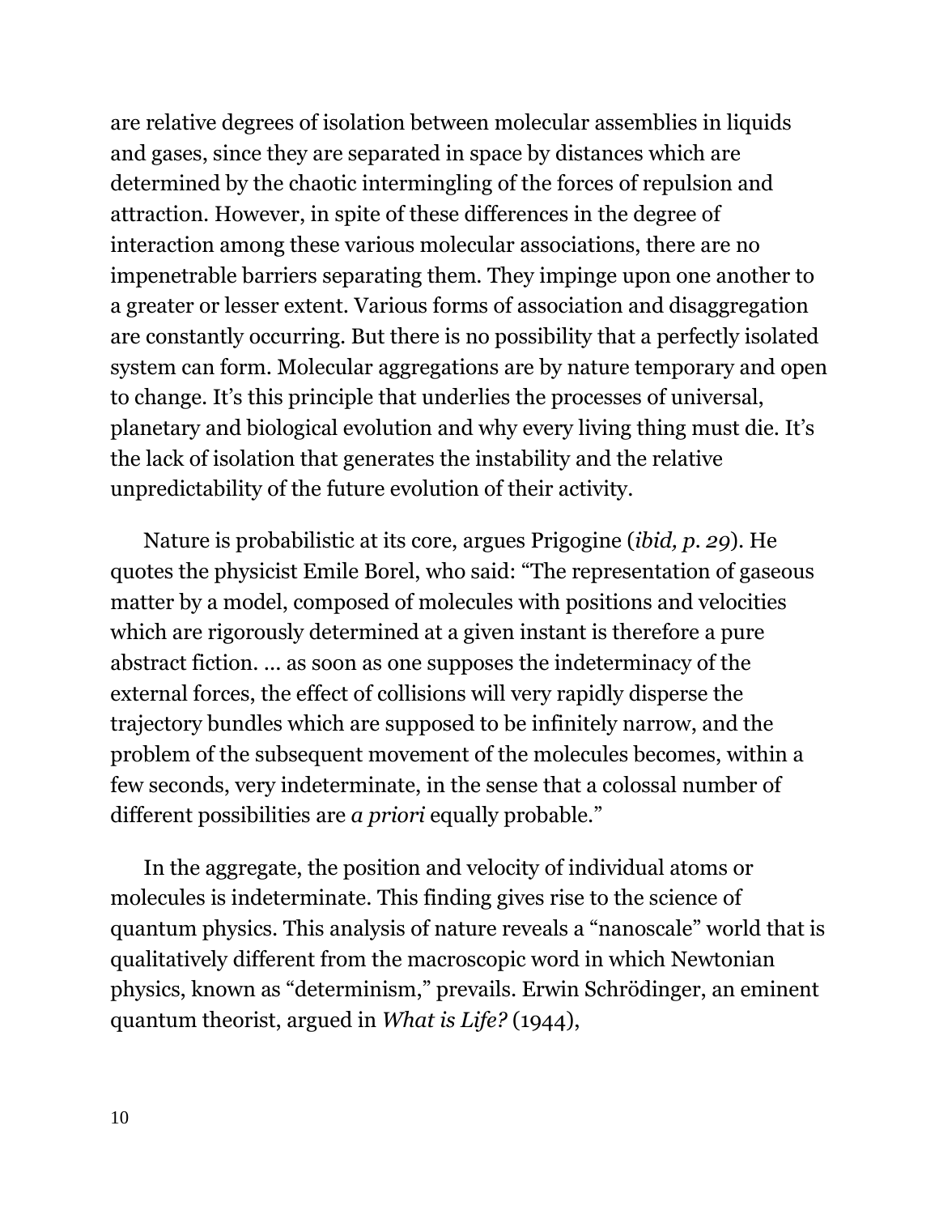are relative degrees of isolation between molecular assemblies in liquids and gases, since they are separated in space by distances which are determined by the chaotic intermingling of the forces of repulsion and attraction. However, in spite of these differences in the degree of interaction among these various molecular associations, there are no impenetrable barriers separating them. They impinge upon one another to a greater or lesser extent. Various forms of association and disaggregation are constantly occurring. But there is no possibility that a perfectly isolated system can form. Molecular aggregations are by nature temporary and open to change. It's this principle that underlies the processes of universal, planetary and biological evolution and why every living thing must die. It's the lack of isolation that generates the instability and the relative unpredictability of the future evolution of their activity.

Nature is probabilistic at its core, argues Prigogine (*ibid, p. 29*). He quotes the physicist Emile Borel, who said: "The representation of gaseous matter by a model, composed of molecules with positions and velocities which are rigorously determined at a given instant is therefore a pure abstract fiction. ... as soon as one supposes the indeterminacy of the external forces, the effect of collisions will very rapidly disperse the trajectory bundles which are supposed to be infinitely narrow, and the problem of the subsequent movement of the molecules becomes, within a few seconds, very indeterminate, in the sense that a colossal number of different possibilities are *a priori* equally probable."

In the aggregate, the position and velocity of individual atoms or molecules is indeterminate. This finding gives rise to the science of quantum physics. This analysis of nature reveals a "nanoscale" world that is qualitatively different from the macroscopic word in which Newtonian physics, known as "determinism," prevails. Erwin Schrödinger, an eminent quantum theorist, argued in *What is Life?* (1944),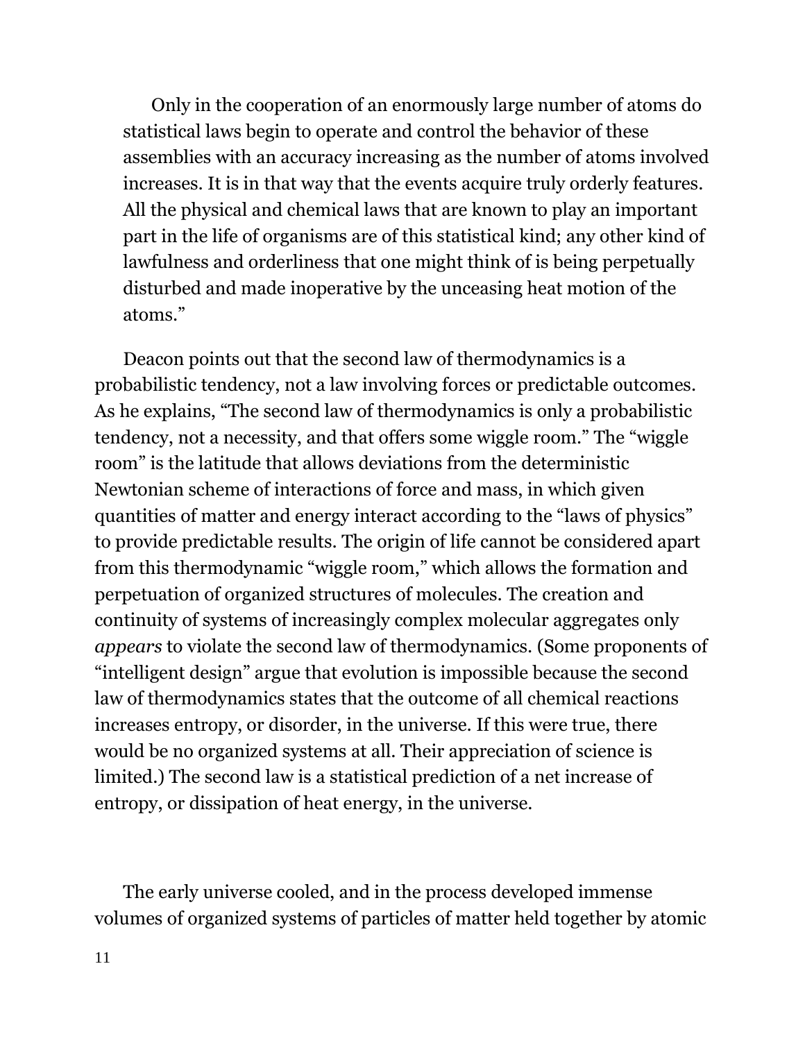> Only in the cooperation of an enormously large number of atoms do statistical laws begin to operate and control the behavior of these assemblies with an accuracy increasing as the number of atoms involved increases. It is in that way that the events acquire truly orderly features. All the physical and chemical laws that are known to play an important part in the life of organisms are of this statistical kind; any other kind of lawfulness and orderliness that one might think of is being perpetually disturbed and made inoperative by the unceasing heat motion of the atoms."

Deacon points out that the second law of thermodynamics is a probabilistic tendency, not a law involving forces or predictable outcomes. As he explains, "The second law of thermodynamics is only a probabilistic tendency, not a necessity, and that offers some wiggle room." The "wiggle room" is the latitude that allows deviations from the deterministic Newtonian scheme of interactions of force and mass, in which given quantities of matter and energy interact according to the "laws of physics" to provide predictable results. The origin of life cannot be considered apart from this thermodynamic "wiggle room," which allows the formation and perpetuation of organized structures of molecules. The creation and continuity of systems of increasingly complex molecular aggregates only *appears* to violate the second law of thermodynamics. (Some proponents of "intelligent design" argue that evolution is impossible because the second law of thermodynamics states that the outcome of all chemical reactions increases entropy, or disorder, in the universe. If this were true, there would be no organized systems at all. Their appreciation of science is limited.) The second law is a statistical prediction of a net increase of entropy, or dissipation of heat energy, in the universe.

The early universe cooled, and in the process developed immense volumes of organized systems of particles of matter held together by atomic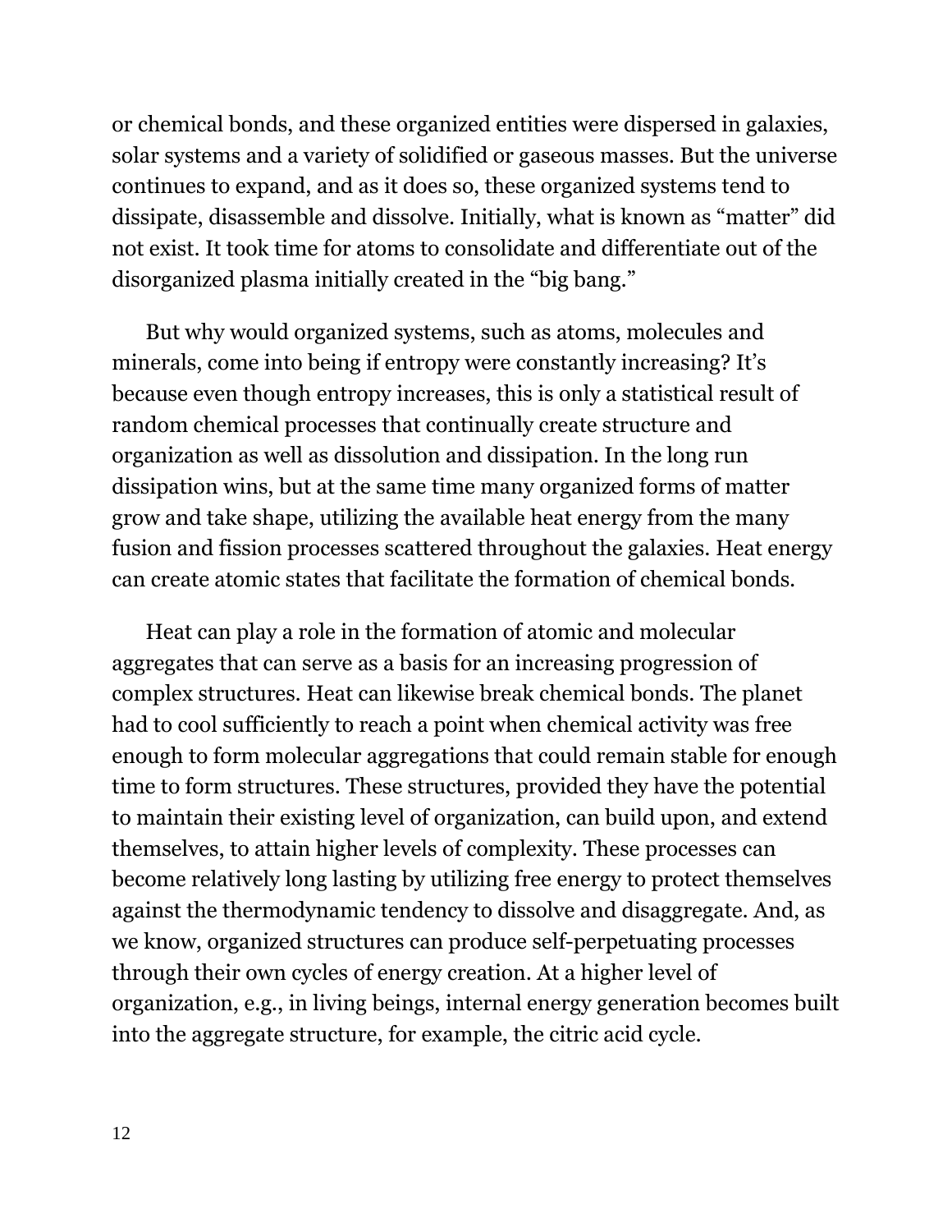or chemical bonds, and these organized entities were dispersed in galaxies, solar systems and a variety of solidified or gaseous masses. But the universe continues to expand, and as it does so, these organized systems tend to dissipate, disassemble and dissolve. Initially, what is known as "matter" did not exist. It took time for atoms to consolidate and differentiate out of the disorganized plasma initially created in the "big bang."

But why would organized systems, such as atoms, molecules and minerals, come into being if entropy were constantly increasing? It's because even though entropy increases, this is only a statistical result of random chemical processes that continually create structure and organization as well as dissolution and dissipation. In the long run dissipation wins, but at the same time many organized forms of matter grow and take shape, utilizing the available heat energy from the many fusion and fission processes scattered throughout the galaxies. Heat energy can create atomic states that facilitate the formation of chemical bonds.

Heat can play a role in the formation of atomic and molecular aggregates that can serve as a basis for an increasing progression of complex structures. Heat can likewise break chemical bonds. The planet had to cool sufficiently to reach a point when chemical activity was free enough to form molecular aggregations that could remain stable for enough time to form structures. These structures, provided they have the potential to maintain their existing level of organization, can build upon, and extend themselves, to attain higher levels of complexity. These processes can become relatively long lasting by utilizing free energy to protect themselves against the thermodynamic tendency to dissolve and disaggregate. And, as we know, organized structures can produce self-perpetuating processes through their own cycles of energy creation. At a higher level of organization, e.g., in living beings, internal energy generation becomes built into the aggregate structure, for example, the citric acid cycle.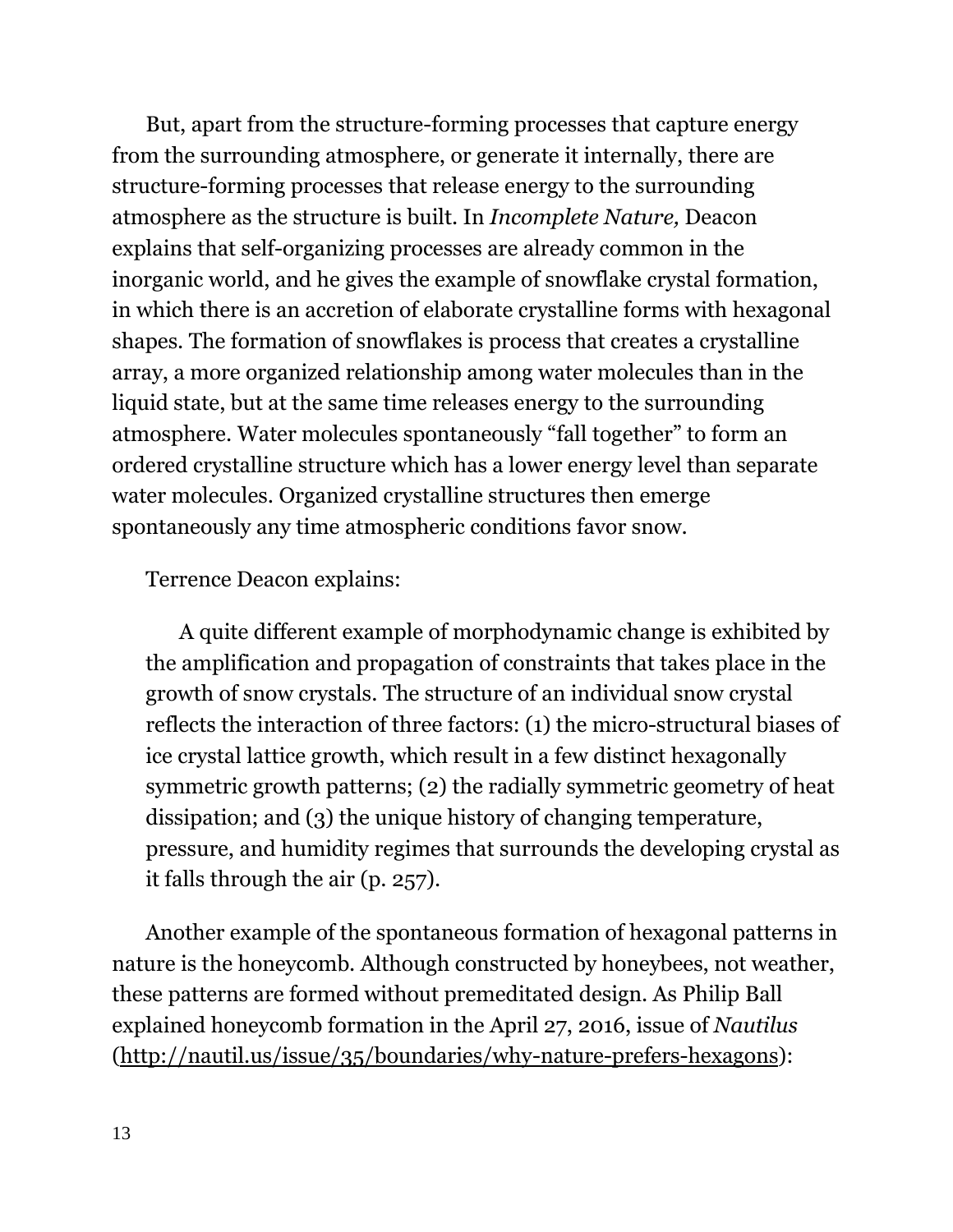But, apart from the structure-forming processes that capture energy from the surrounding atmosphere, or generate it internally, there are structure-forming processes that release energy to the surrounding atmosphere as the structure is built. In *Incomplete Nature,* Deacon explains that self-organizing processes are already common in the inorganic world, and he gives the example of snowflake crystal formation, in which there is an accretion of elaborate crystalline forms with hexagonal shapes. The formation of snowflakes is process that creates a crystalline array, a more organized relationship among water molecules than in the liquid state, but at the same time releases energy to the surrounding atmosphere. Water molecules spontaneously "fall together" to form an ordered crystalline structure which has a lower energy level than separate water molecules. Organized crystalline structures then emerge spontaneously any time atmospheric conditions favor snow.

Terrence Deacon explains:

> A quite different example of morphodynamic change is exhibited by the amplification and propagation of constraints that takes place in the growth of snow crystals. The structure of an individual snow crystal reflects the interaction of three factors: (1) the micro-structural biases of ice crystal lattice growth, which result in a few distinct hexagonally symmetric growth patterns; (2) the radially symmetric geometry of heat dissipation; and (3) the unique history of changing temperature, pressure, and humidity regimes that surrounds the developing crystal as it falls through the air (p. 257).

Another example of the spontaneous formation of hexagonal patterns in nature is the honeycomb. Although constructed by honeybees, not weather, these patterns are formed without premeditated design. As Philip Ball explained honeycomb formation in the April 27, 2016, issue of *Nautilus* (http://nautil.us/issue/35/boundaries/why-nature-prefers-hexagons):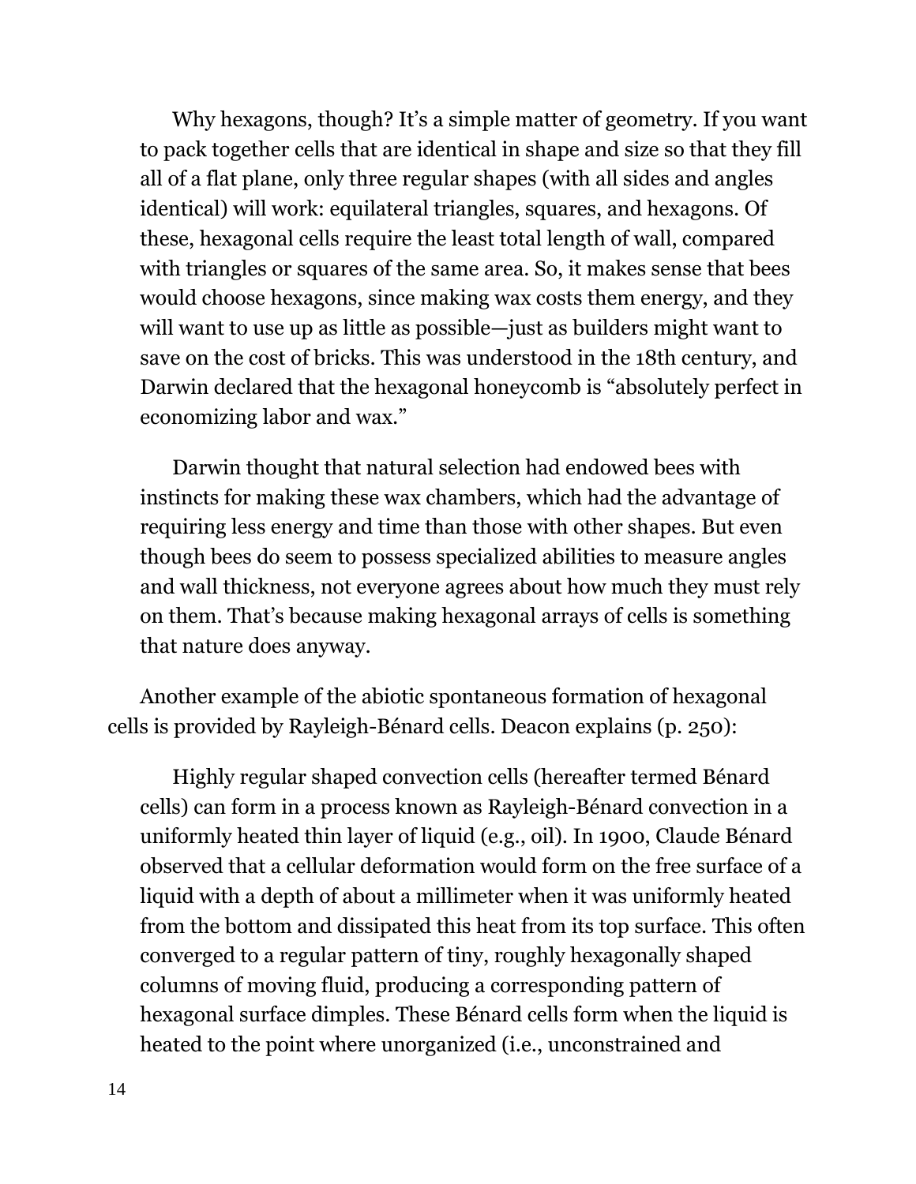> Why hexagons, though? It’s a simple matter of geometry. If you want to pack together cells that are identical in shape and size so that they fill all of a flat plane, only three regular shapes (with all sides and angles identical) will work: equilateral triangles, squares, and hexagons. Of these, hexagonal cells require the least total length of wall, compared with triangles or squares of the same area. So, it makes sense that bees would choose hexagons, since making wax costs them energy, and they will want to use up as little as possible—just as builders might want to save on the cost of bricks. This was understood in the 18th century, and Darwin declared that the hexagonal honeycomb is “absolutely perfect in economizing labor and wax.”
>
> Darwin thought that natural selection had endowed bees with instincts for making these wax chambers, which had the advantage of requiring less energy and time than those with other shapes. But even though bees do seem to possess specialized abilities to measure angles and wall thickness, not everyone agrees about how much they must rely on them. That’s because making hexagonal arrays of cells is something that nature does anyway.

Another example of the abiotic spontaneous formation of hexagonal cells is provided by Rayleigh-Bénard cells. Deacon explains (p. 250):

> Highly regular shaped convection cells (hereafter termed Bénard cells) can form in a process known as Rayleigh-Bénard convection in a uniformly heated thin layer of liquid (e.g., oil). In 1900, Claude Bénard observed that a cellular deformation would form on the free surface of a liquid with a depth of about a millimeter when it was uniformly heated from the bottom and dissipated this heat from its top surface. This often converged to a regular pattern of tiny, roughly hexagonally shaped columns of moving fluid, producing a corresponding pattern of hexagonal surface dimples. These Bénard cells form when the liquid is heated to the point where unorganized (i.e., unconstrained and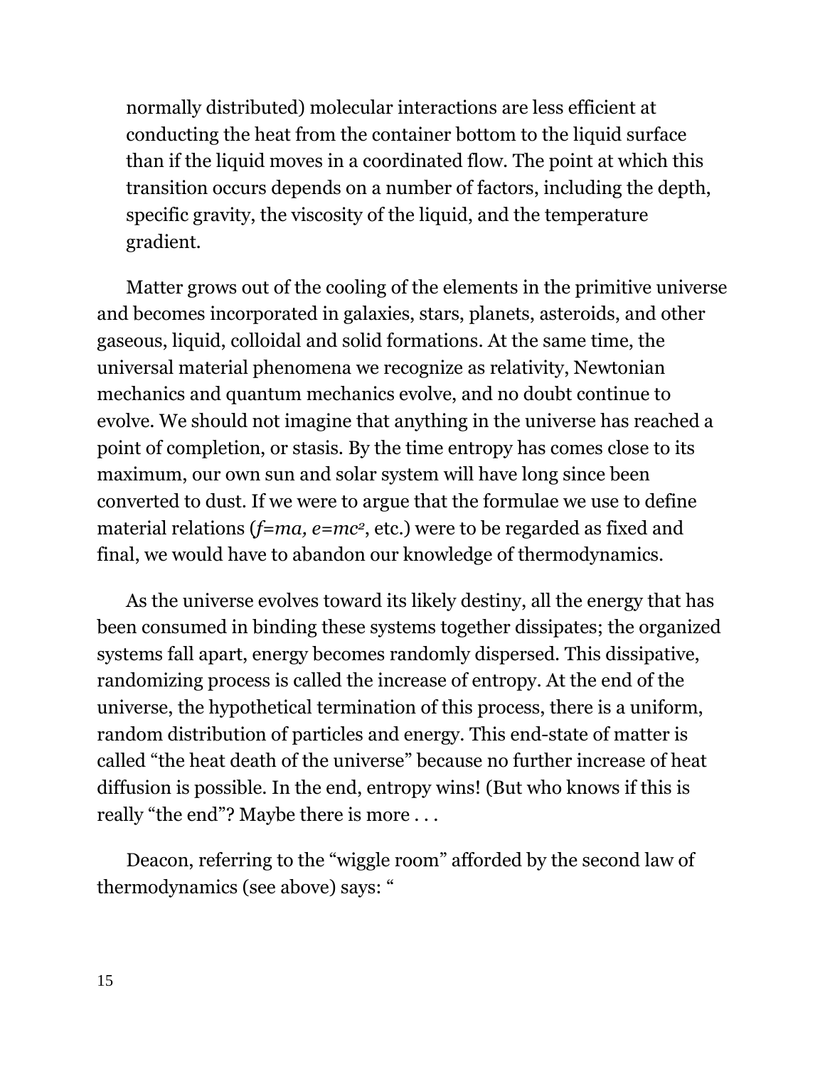normally distributed) molecular interactions are less efficient at conducting the heat from the container bottom to the liquid surface than if the liquid moves in a coordinated flow. The point at which this transition occurs depends on a number of factors, including the depth, specific gravity, the viscosity of the liquid, and the temperature gradient.

Matter grows out of the cooling of the elements in the primitive universe and becomes incorporated in galaxies, stars, planets, asteroids, and other gaseous, liquid, colloidal and solid formations. At the same time, the universal material phenomena we recognize as relativity, Newtonian mechanics and quantum mechanics evolve, and no doubt continue to evolve. We should not imagine that anything in the universe has reached a point of completion, or stasis. By the time entropy has comes close to its maximum, our own sun and solar system will have long since been converted to dust. If we were to argue that the formulae we use to define material relations ($f=ma$, $e=mc^2$, etc.) were to be regarded as fixed and final, we would have to abandon our knowledge of thermodynamics.

As the universe evolves toward its likely destiny, all the energy that has been consumed in binding these systems together dissipates; the organized systems fall apart, energy becomes randomly dispersed. This dissipative, randomizing process is called the increase of entropy. At the end of the universe, the hypothetical termination of this process, there is a uniform, random distribution of particles and energy. This end-state of matter is called "the heat death of the universe" because no further increase of heat diffusion is possible. In the end, entropy wins! (But who knows if this is really "the end"? Maybe there is more . . .

Deacon, referring to the "wiggle room" afforded by the second law of thermodynamics (see above) says: "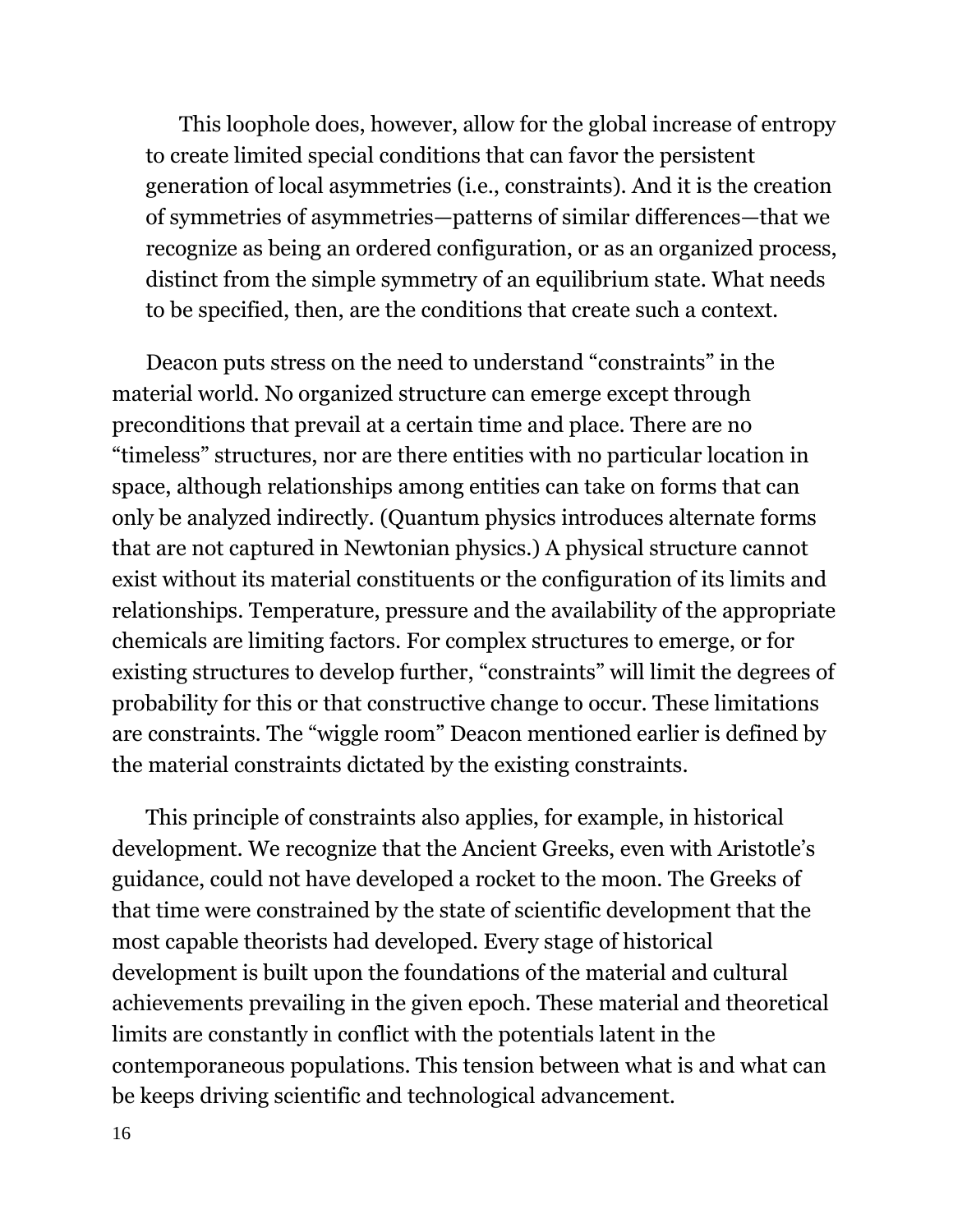> This loophole does, however, allow for the global increase of entropy to create limited special conditions that can favor the persistent generation of local asymmetries (i.e., constraints). And it is the creation of symmetries of asymmetries—patterns of similar differences—that we recognize as being an ordered configuration, or as an organized process, distinct from the simple symmetry of an equilibrium state. What needs to be specified, then, are the conditions that create such a context.

Deacon puts stress on the need to understand "constraints" in the material world. No organized structure can emerge except through preconditions that prevail at a certain time and place. There are no "timeless" structures, nor are there entities with no particular location in space, although relationships among entities can take on forms that can only be analyzed indirectly. (Quantum physics introduces alternate forms that are not captured in Newtonian physics.) A physical structure cannot exist without its material constituents or the configuration of its limits and relationships. Temperature, pressure and the availability of the appropriate chemicals are limiting factors. For complex structures to emerge, or for existing structures to develop further, "constraints" will limit the degrees of probability for this or that constructive change to occur. These limitations are constraints. The "wiggle room" Deacon mentioned earlier is defined by the material constraints dictated by the existing constraints.

This principle of constraints also applies, for example, in historical development. We recognize that the Ancient Greeks, even with Aristotle's guidance, could not have developed a rocket to the moon. The Greeks of that time were constrained by the state of scientific development that the most capable theorists had developed. Every stage of historical development is built upon the foundations of the material and cultural achievements prevailing in the given epoch. These material and theoretical limits are constantly in conflict with the potentials latent in the contemporaneous populations. This tension between what is and what can be keeps driving scientific and technological advancement.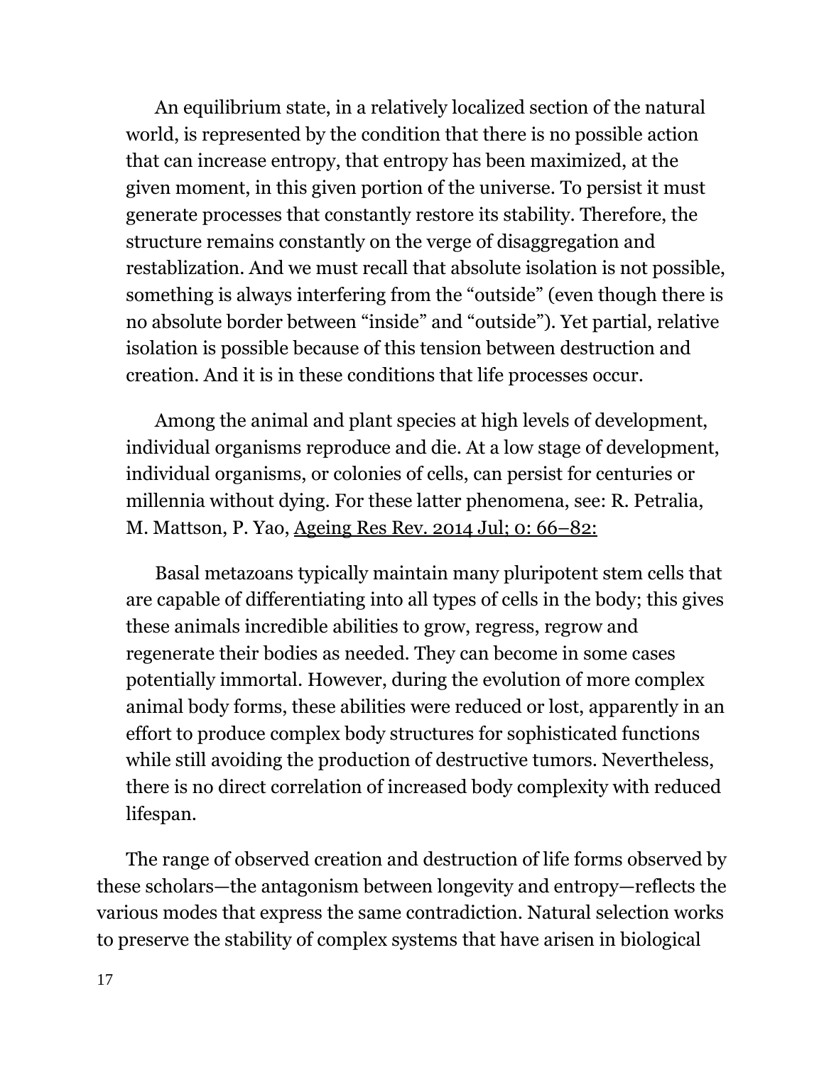An equilibrium state, in a relatively localized section of the natural world, is represented by the condition that there is no possible action that can increase entropy, that entropy has been maximized, at the given moment, in this given portion of the universe. To persist it must generate processes that constantly restore its stability. Therefore, the structure remains constantly on the verge of disaggregation and restablization. And we must recall that absolute isolation is not possible, something is always interfering from the "outside" (even though there is no absolute border between "inside" and "outside"). Yet partial, relative isolation is possible because of this tension between destruction and creation. And it is in these conditions that life processes occur.

Among the animal and plant species at high levels of development, individual organisms reproduce and die. At a low stage of development, individual organisms, or colonies of cells, can persist for centuries or millennia without dying. For these latter phenomena, see: R. Petralia, M. Mattson, P. Yao, Ageing Res Rev. 2014 Jul; 0: 66–82:

> Basal metazoans typically maintain many pluripotent stem cells that are capable of differentiating into all types of cells in the body; this gives these animals incredible abilities to grow, regress, regrow and regenerate their bodies as needed. They can become in some cases potentially immortal. However, during the evolution of more complex animal body forms, these abilities were reduced or lost, apparently in an effort to produce complex body structures for sophisticated functions while still avoiding the production of destructive tumors. Nevertheless, there is no direct correlation of increased body complexity with reduced lifespan.

The range of observed creation and destruction of life forms observed by these scholars—the antagonism between longevity and entropy—reflects the various modes that express the same contradiction. Natural selection works to preserve the stability of complex systems that have arisen in biological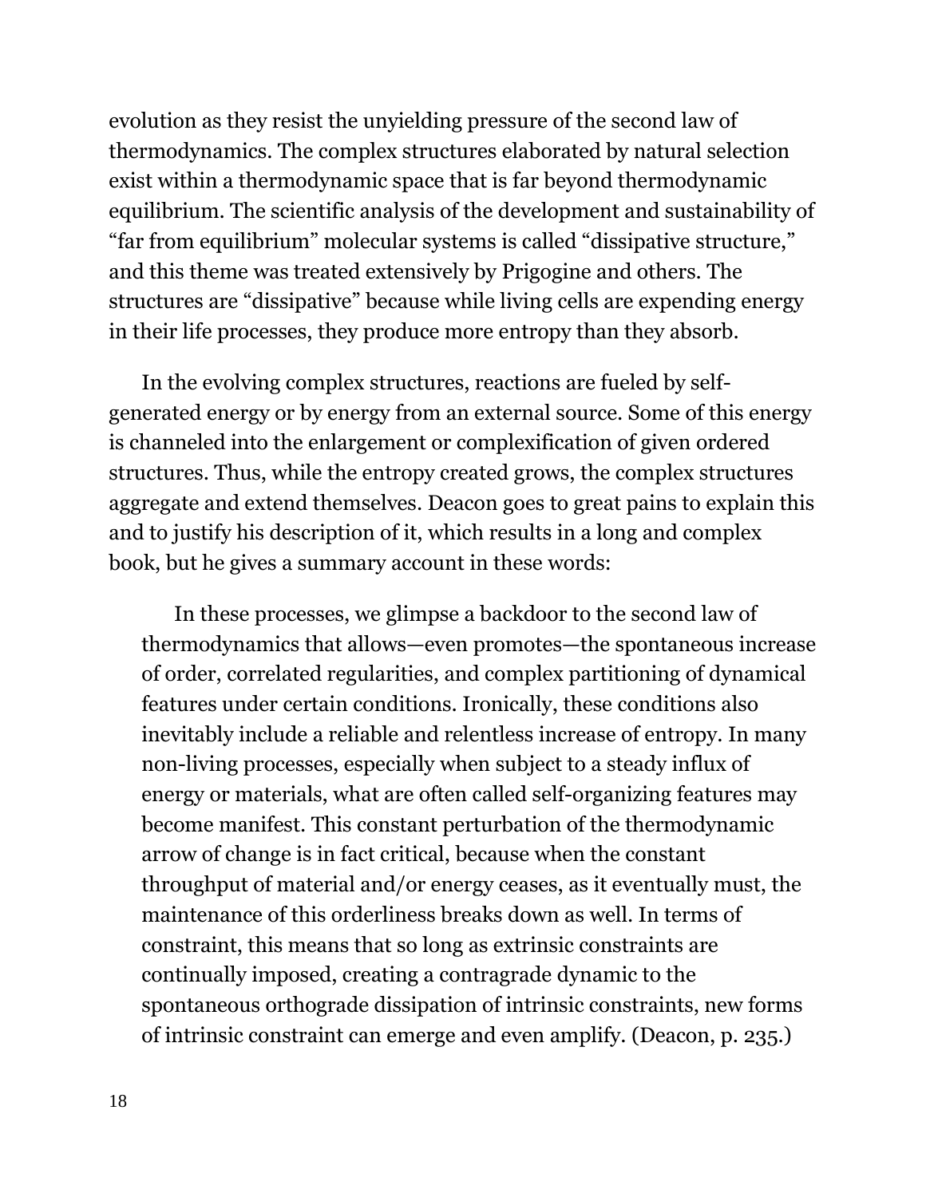evolution as they resist the unyielding pressure of the second law of thermodynamics. The complex structures elaborated by natural selection exist within a thermodynamic space that is far beyond thermodynamic equilibrium. The scientific analysis of the development and sustainability of "far from equilibrium" molecular systems is called "dissipative structure," and this theme was treated extensively by Prigogine and others. The structures are "dissipative" because while living cells are expending energy in their life processes, they produce more entropy than they absorb.

In the evolving complex structures, reactions are fueled by self-generated energy or by energy from an external source. Some of this energy is channeled into the enlargement or complexification of given ordered structures. Thus, while the entropy created grows, the complex structures aggregate and extend themselves. Deacon goes to great pains to explain this and to justify his description of it, which results in a long and complex book, but he gives a summary account in these words:

> In these processes, we glimpse a backdoor to the second law of thermodynamics that allows—even promotes—the spontaneous increase of order, correlated regularities, and complex partitioning of dynamical features under certain conditions. Ironically, these conditions also inevitably include a reliable and relentless increase of entropy. In many non-living processes, especially when subject to a steady influx of energy or materials, what are often called self-organizing features may become manifest. This constant perturbation of the thermodynamic arrow of change is in fact critical, because when the constant throughput of material and/or energy ceases, as it eventually must, the maintenance of this orderliness breaks down as well. In terms of constraint, this means that so long as extrinsic constraints are continually imposed, creating a contragrade dynamic to the spontaneous orthograde dissipation of intrinsic constraints, new forms of intrinsic constraint can emerge and even amplify. (Deacon, p. 235.)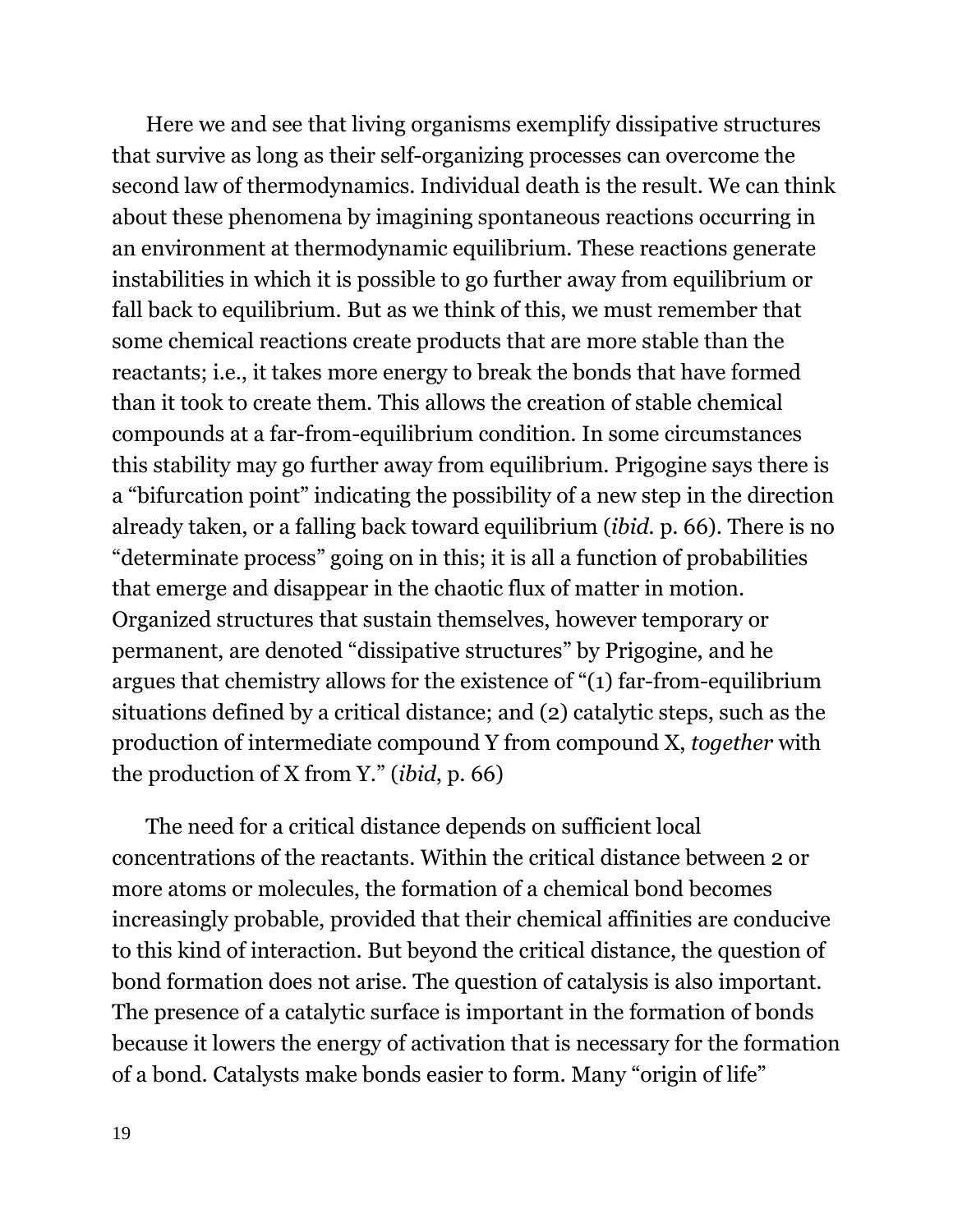Here we and see that living organisms exemplify dissipative structures that survive as long as their self-organizing processes can overcome the second law of thermodynamics. Individual death is the result. We can think about these phenomena by imagining spontaneous reactions occurring in an environment at thermodynamic equilibrium. These reactions generate instabilities in which it is possible to go further away from equilibrium or fall back to equilibrium. But as we think of this, we must remember that some chemical reactions create products that are more stable than the reactants; i.e., it takes more energy to break the bonds that have formed than it took to create them. This allows the creation of stable chemical compounds at a far-from-equilibrium condition. In some circumstances this stability may go further away from equilibrium. Prigogine says there is a "bifurcation point" indicating the possibility of a new step in the direction already taken, or a falling back toward equilibrium (*ibid.* p. 66). There is no "determinate process" going on in this; it is all a function of probabilities that emerge and disappear in the chaotic flux of matter in motion. Organized structures that sustain themselves, however temporary or permanent, are denoted "dissipative structures" by Prigogine, and he argues that chemistry allows for the existence of "(1) far-from-equilibrium situations defined by a critical distance; and (2) catalytic steps, such as the production of intermediate compound Y from compound X, *together* with the production of X from Y." (*ibid*, p. 66)

The need for a critical distance depends on sufficient local concentrations of the reactants. Within the critical distance between 2 or more atoms or molecules, the formation of a chemical bond becomes increasingly probable, provided that their chemical affinities are conducive to this kind of interaction. But beyond the critical distance, the question of bond formation does not arise. The question of catalysis is also important. The presence of a catalytic surface is important in the formation of bonds because it lowers the energy of activation that is necessary for the formation of a bond. Catalysts make bonds easier to form. Many "origin of life"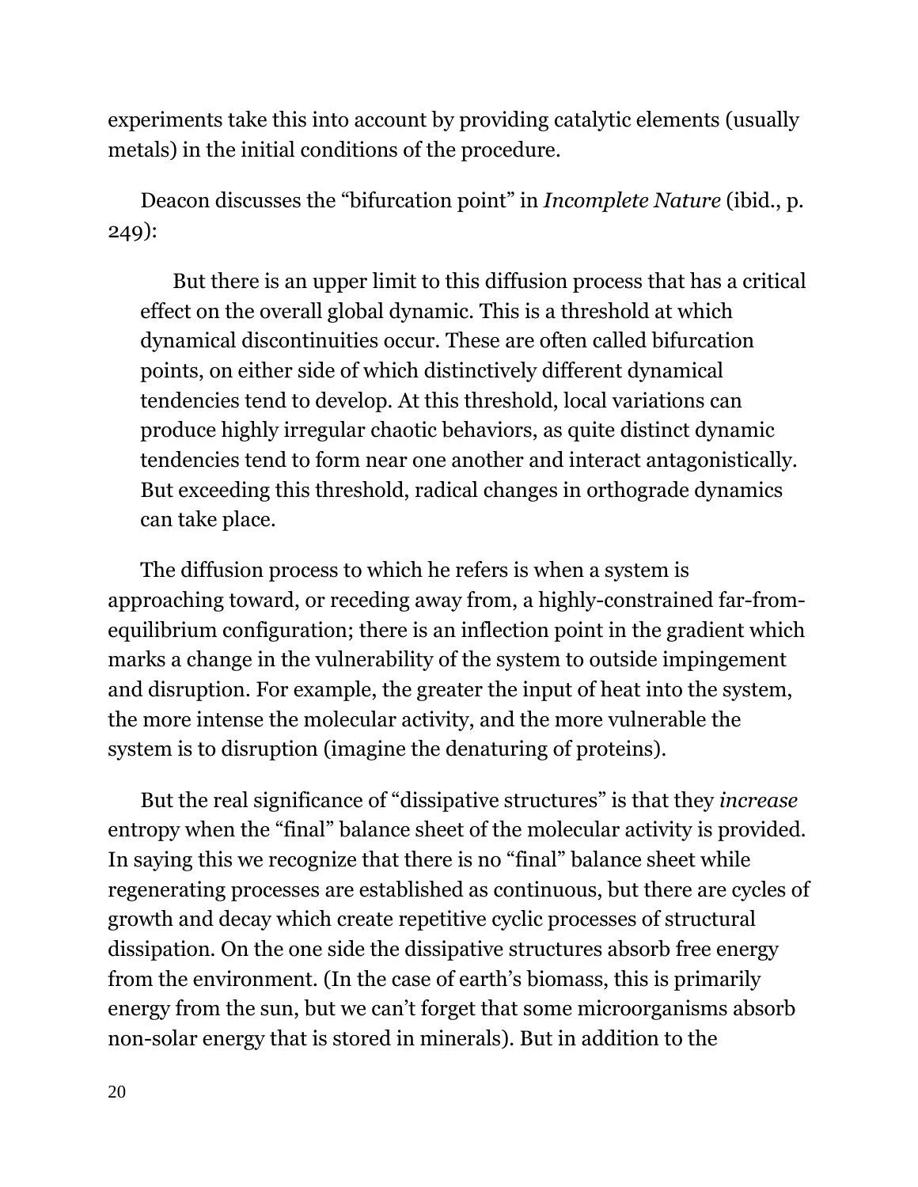experiments take this into account by providing catalytic elements (usually metals) in the initial conditions of the procedure.

Deacon discusses the "bifurcation point" in *Incomplete Nature* (ibid., p. 249):

> But there is an upper limit to this diffusion process that has a critical effect on the overall global dynamic. This is a threshold at which dynamical discontinuities occur. These are often called bifurcation points, on either side of which distinctively different dynamical tendencies tend to develop. At this threshold, local variations can produce highly irregular chaotic behaviors, as quite distinct dynamic tendencies tend to form near one another and interact antagonistically. But exceeding this threshold, radical changes in orthograde dynamics can take place.

The diffusion process to which he refers is when a system is approaching toward, or receding away from, a highly-constrained far-from-equilibrium configuration; there is an inflection point in the gradient which marks a change in the vulnerability of the system to outside impingement and disruption. For example, the greater the input of heat into the system, the more intense the molecular activity, and the more vulnerable the system is to disruption (imagine the denaturing of proteins).

But the real significance of "dissipative structures" is that they *increase* entropy when the "final" balance sheet of the molecular activity is provided. In saying this we recognize that there is no "final" balance sheet while regenerating processes are established as continuous, but there are cycles of growth and decay which create repetitive cyclic processes of structural dissipation. On the one side the dissipative structures absorb free energy from the environment. (In the case of earth's biomass, this is primarily energy from the sun, but we can't forget that some microorganisms absorb non-solar energy that is stored in minerals). But in addition to the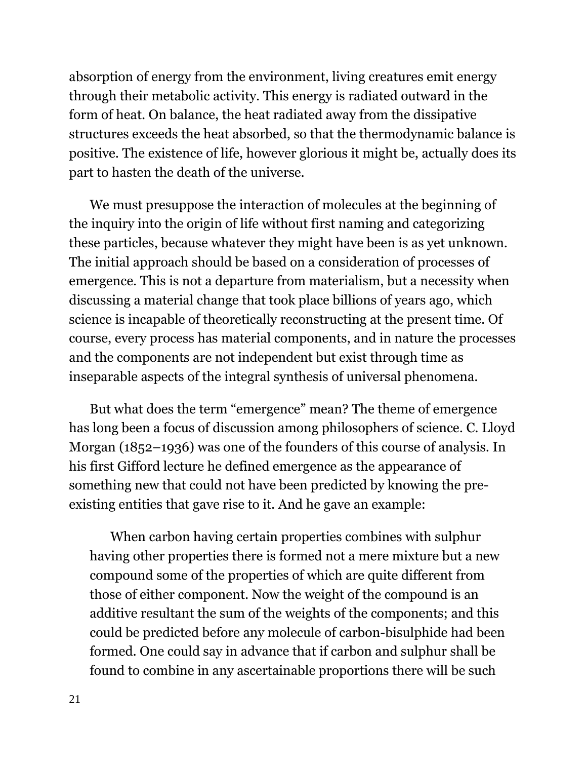absorption of energy from the environment, living creatures emit energy through their metabolic activity. This energy is radiated outward in the form of heat. On balance, the heat radiated away from the dissipative structures exceeds the heat absorbed, so that the thermodynamic balance is positive. The existence of life, however glorious it might be, actually does its part to hasten the death of the universe.

We must presuppose the interaction of molecules at the beginning of the inquiry into the origin of life without first naming and categorizing these particles, because whatever they might have been is as yet unknown. The initial approach should be based on a consideration of processes of emergence. This is not a departure from materialism, but a necessity when discussing a material change that took place billions of years ago, which science is incapable of theoretically reconstructing at the present time. Of course, every process has material components, and in nature the processes and the components are not independent but exist through time as inseparable aspects of the integral synthesis of universal phenomena.

But what does the term "emergence" mean? The theme of emergence has long been a focus of discussion among philosophers of science. C. Lloyd Morgan (1852–1936) was one of the founders of this course of analysis. In his first Gifford lecture he defined emergence as the appearance of something new that could not have been predicted by knowing the pre-existing entities that gave rise to it. And he gave an example:

> When carbon having certain properties combines with sulphur having other properties there is formed not a mere mixture but a new compound some of the properties of which are quite different from those of either component. Now the weight of the compound is an additive resultant the sum of the weights of the components; and this could be predicted before any molecule of carbon-bisulphide had been formed. One could say in advance that if carbon and sulphur shall be found to combine in any ascertainable proportions there will be such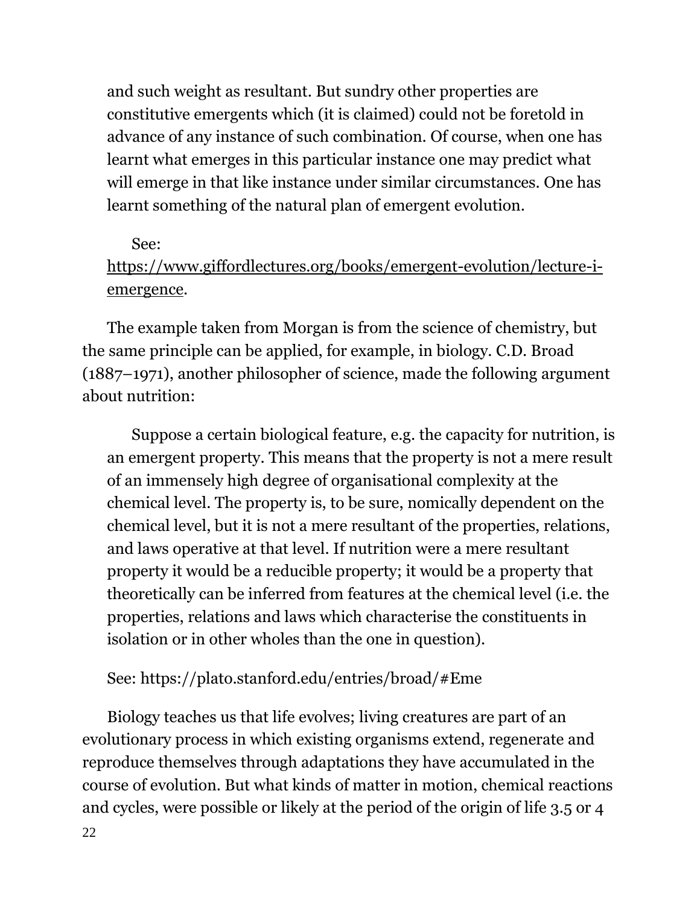> and such weight as resultant. But sundry other properties are constitutive emergents which (it is claimed) could not be foretold in advance of any instance of such combination. Of course, when one has learnt what emerges in this particular instance one may predict what will emerge in that like instance under similar circumstances. One has learnt something of the natural plan of emergent evolution.
>
> See: https://www.giffordlectures.org/books/emergent-evolution/lecture-i-emergence.

The example taken from Morgan is from the science of chemistry, but the same principle can be applied, for example, in biology. C.D. Broad (1887–1971), another philosopher of science, made the following argument about nutrition:

> Suppose a certain biological feature, e.g. the capacity for nutrition, is an emergent property. This means that the property is not a mere result of an immensely high degree of organisational complexity at the chemical level. The property is, to be sure, nomically dependent on the chemical level, but it is not a mere resultant of the properties, relations, and laws operative at that level. If nutrition were a mere resultant property it would be a reducible property; it would be a property that theoretically can be inferred from features at the chemical level (i.e. the properties, relations and laws which characterise the constituents in isolation or in other wholes than the one in question).
>
> See: https://plato.stanford.edu/entries/broad/#Eme

Biology teaches us that life evolves; living creatures are part of an evolutionary process in which existing organisms extend, regenerate and reproduce themselves through adaptations they have accumulated in the course of evolution. But what kinds of matter in motion, chemical reactions and cycles, were possible or likely at the period of the origin of life 3.5 or 4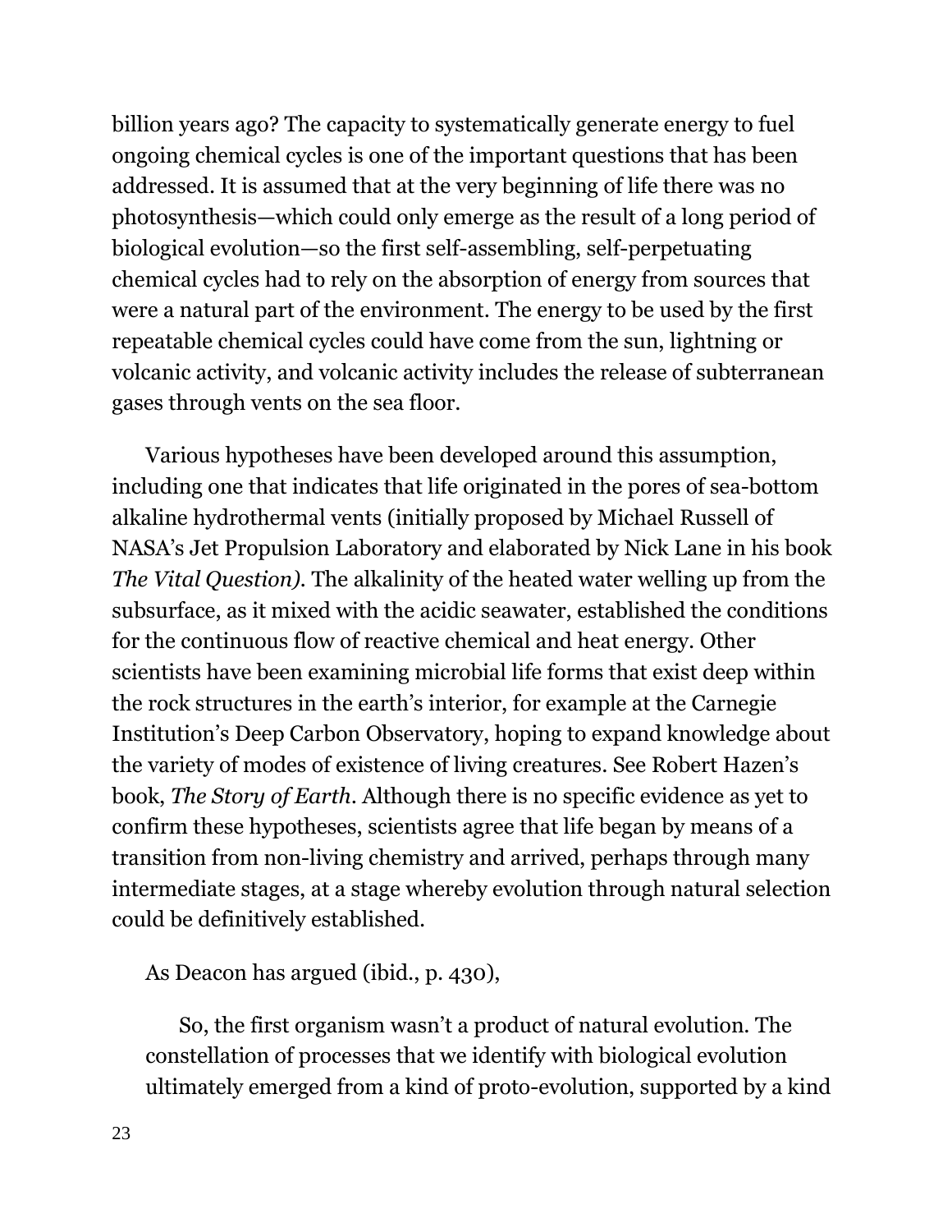billion years ago? The capacity to systematically generate energy to fuel ongoing chemical cycles is one of the important questions that has been addressed. It is assumed that at the very beginning of life there was no photosynthesis—which could only emerge as the result of a long period of biological evolution—so the first self-assembling, self-perpetuating chemical cycles had to rely on the absorption of energy from sources that were a natural part of the environment. The energy to be used by the first repeatable chemical cycles could have come from the sun, lightning or volcanic activity, and volcanic activity includes the release of subterranean gases through vents on the sea floor.

Various hypotheses have been developed around this assumption, including one that indicates that life originated in the pores of sea-bottom alkaline hydrothermal vents (initially proposed by Michael Russell of NASA's Jet Propulsion Laboratory and elaborated by Nick Lane in his book *The Vital Question).* The alkalinity of the heated water welling up from the subsurface, as it mixed with the acidic seawater, established the conditions for the continuous flow of reactive chemical and heat energy. Other scientists have been examining microbial life forms that exist deep within the rock structures in the earth's interior, for example at the Carnegie Institution's Deep Carbon Observatory, hoping to expand knowledge about the variety of modes of existence of living creatures. See Robert Hazen's book, *The Story of Earth*. Although there is no specific evidence as yet to confirm these hypotheses, scientists agree that life began by means of a transition from non-living chemistry and arrived, perhaps through many intermediate stages, at a stage whereby evolution through natural selection could be definitively established.

As Deacon has argued (ibid., p. 430),

> So, the first organism wasn't a product of natural evolution. The constellation of processes that we identify with biological evolution ultimately emerged from a kind of proto-evolution, supported by a kind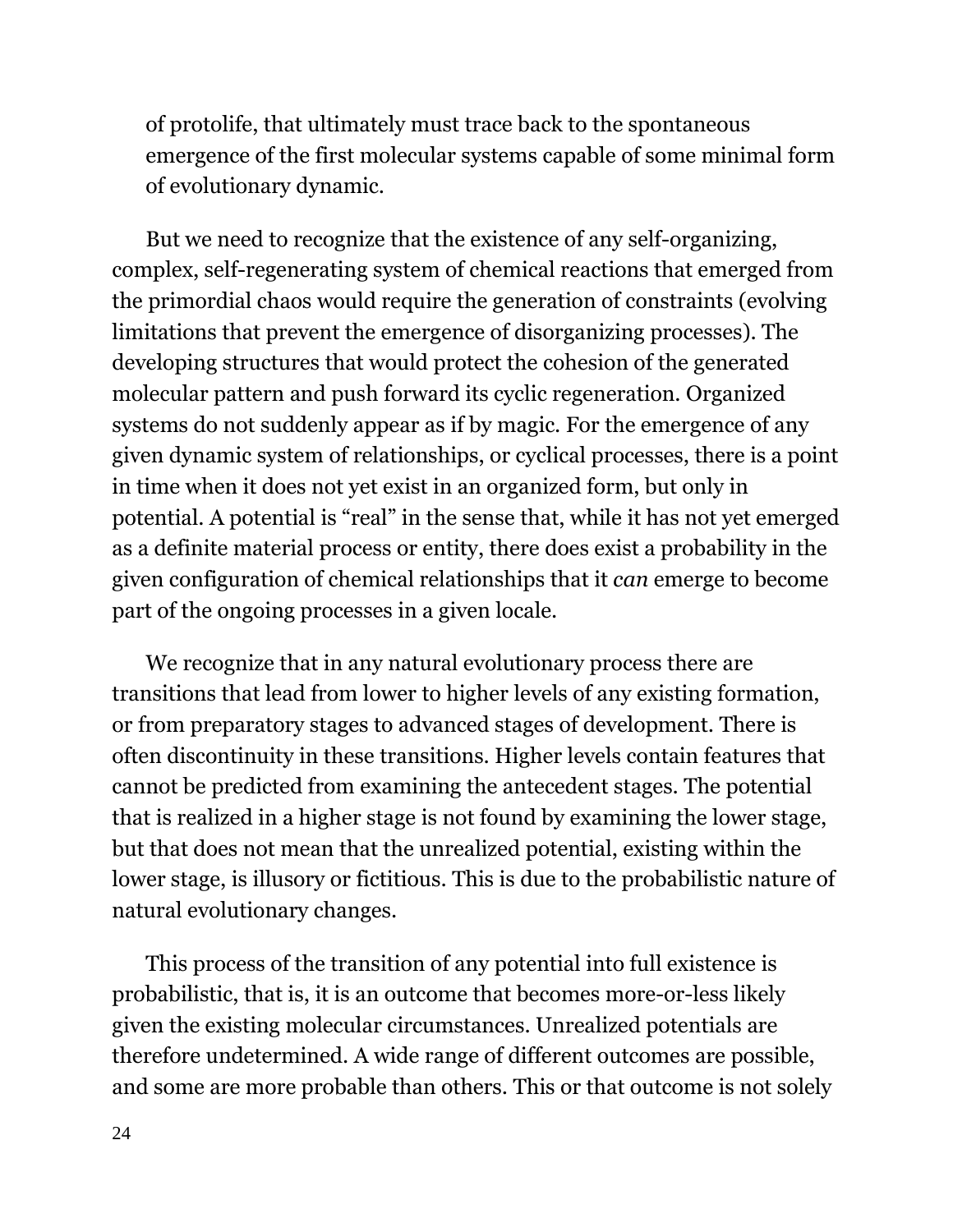of protolife, that ultimately must trace back to the spontaneous emergence of the first molecular systems capable of some minimal form of evolutionary dynamic.

But we need to recognize that the existence of any self-organizing, complex, self-regenerating system of chemical reactions that emerged from the primordial chaos would require the generation of constraints (evolving limitations that prevent the emergence of disorganizing processes). The developing structures that would protect the cohesion of the generated molecular pattern and push forward its cyclic regeneration. Organized systems do not suddenly appear as if by magic. For the emergence of any given dynamic system of relationships, or cyclical processes, there is a point in time when it does not yet exist in an organized form, but only in potential. A potential is "real" in the sense that, while it has not yet emerged as a definite material process or entity, there does exist a probability in the given configuration of chemical relationships that it *can* emerge to become part of the ongoing processes in a given locale.

We recognize that in any natural evolutionary process there are transitions that lead from lower to higher levels of any existing formation, or from preparatory stages to advanced stages of development. There is often discontinuity in these transitions. Higher levels contain features that cannot be predicted from examining the antecedent stages. The potential that is realized in a higher stage is not found by examining the lower stage, but that does not mean that the unrealized potential, existing within the lower stage, is illusory or fictitious. This is due to the probabilistic nature of natural evolutionary changes.

This process of the transition of any potential into full existence is probabilistic, that is, it is an outcome that becomes more-or-less likely given the existing molecular circumstances. Unrealized potentials are therefore undetermined. A wide range of different outcomes are possible, and some are more probable than others. This or that outcome is not solely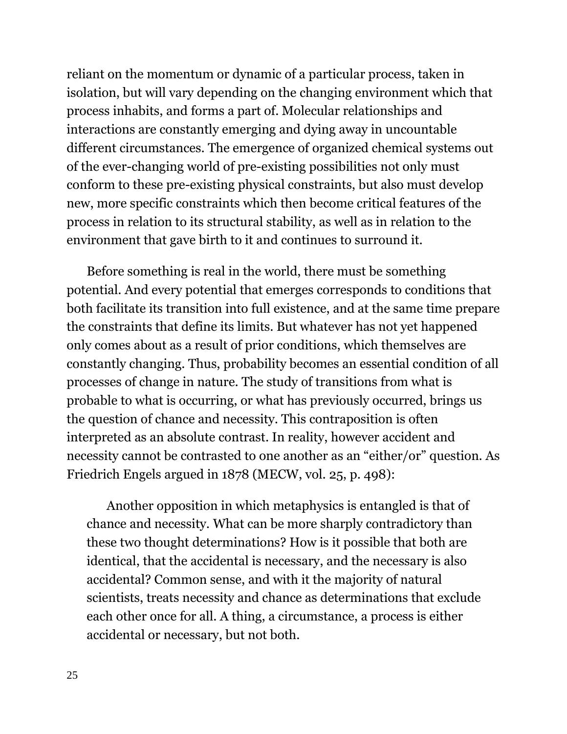reliant on the momentum or dynamic of a particular process, taken in isolation, but will vary depending on the changing environment which that process inhabits, and forms a part of. Molecular relationships and interactions are constantly emerging and dying away in uncountable different circumstances. The emergence of organized chemical systems out of the ever-changing world of pre-existing possibilities not only must conform to these pre-existing physical constraints, but also must develop new, more specific constraints which then become critical features of the process in relation to its structural stability, as well as in relation to the environment that gave birth to it and continues to surround it.

Before something is real in the world, there must be something potential. And every potential that emerges corresponds to conditions that both facilitate its transition into full existence, and at the same time prepare the constraints that define its limits. But whatever has not yet happened only comes about as a result of prior conditions, which themselves are constantly changing. Thus, probability becomes an essential condition of all processes of change in nature. The study of transitions from what is probable to what is occurring, or what has previously occurred, brings us the question of chance and necessity. This contraposition is often interpreted as an absolute contrast. In reality, however accident and necessity cannot be contrasted to one another as an "either/or" question. As Friedrich Engels argued in 1878 (MECW, vol. 25, p. 498):

> Another opposition in which metaphysics is entangled is that of chance and necessity. What can be more sharply contradictory than these two thought determinations? How is it possible that both are identical, that the accidental is necessary, and the necessary is also accidental? Common sense, and with it the majority of natural scientists, treats necessity and chance as determinations that exclude each other once for all. A thing, a circumstance, a process is either accidental or necessary, but not both.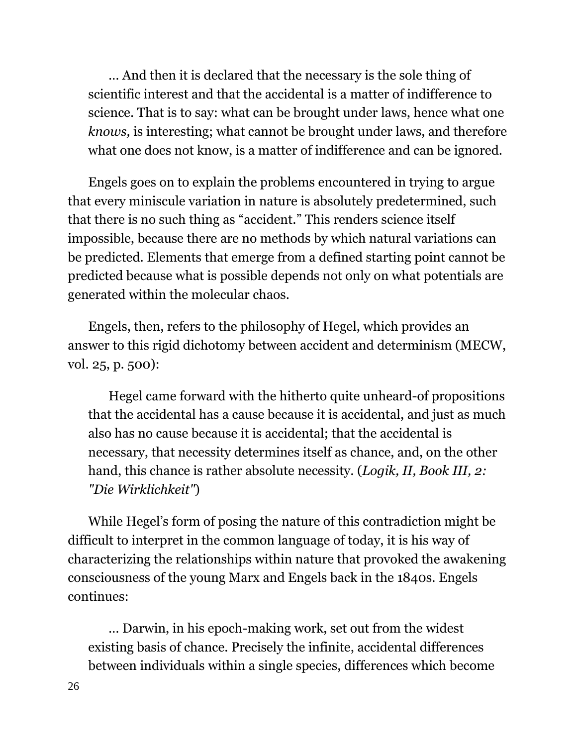> … And then it is declared that the necessary is the sole thing of scientific interest and that the accidental is a matter of indifference to science. That is to say: what can be brought under laws, hence what one *knows,* is interesting; what cannot be brought under laws, and therefore what one does not know, is a matter of indifference and can be ignored.

Engels goes on to explain the problems encountered in trying to argue that every miniscule variation in nature is absolutely predetermined, such that there is no such thing as "accident." This renders science itself impossible, because there are no methods by which natural variations can be predicted. Elements that emerge from a defined starting point cannot be predicted because what is possible depends not only on what potentials are generated within the molecular chaos.

Engels, then, refers to the philosophy of Hegel, which provides an answer to this rigid dichotomy between accident and determinism (MECW, vol. 25, p. 500):

> Hegel came forward with the hitherto quite unheard-of propositions that the accidental has a cause because it is accidental, and just as much also has no cause because it is accidental; that the accidental is necessary, that necessity determines itself as chance, and, on the other hand, this chance is rather absolute necessity. (*Logik, II, Book III, 2: "Die Wirklichkeit"*)

While Hegel's form of posing the nature of this contradiction might be difficult to interpret in the common language of today, it is his way of characterizing the relationships within nature that provoked the awakening consciousness of the young Marx and Engels back in the 1840s. Engels continues:

> … Darwin, in his epoch-making work, set out from the widest existing basis of chance. Precisely the infinite, accidental differences between individuals within a single species, differences which become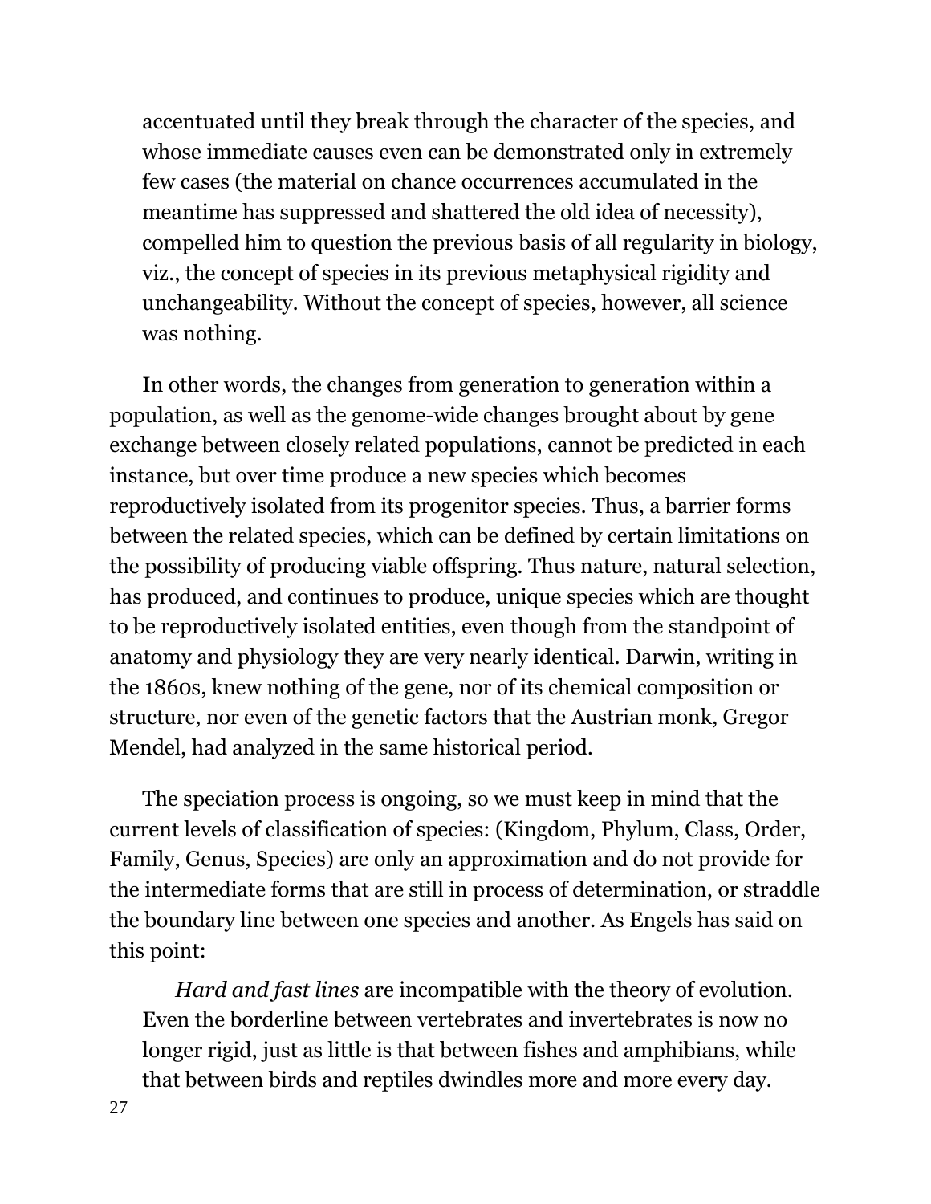> accentuated until they break through the character of the species, and whose immediate causes even can be demonstrated only in extremely few cases (the material on chance occurrences accumulated in the meantime has suppressed and shattered the old idea of necessity), compelled him to question the previous basis of all regularity in biology, viz., the concept of species in its previous metaphysical rigidity and unchangeability. Without the concept of species, however, all science was nothing.

In other words, the changes from generation to generation within a population, as well as the genome-wide changes brought about by gene exchange between closely related populations, cannot be predicted in each instance, but over time produce a new species which becomes reproductively isolated from its progenitor species. Thus, a barrier forms between the related species, which can be defined by certain limitations on the possibility of producing viable offspring. Thus nature, natural selection, has produced, and continues to produce, unique species which are thought to be reproductively isolated entities, even though from the standpoint of anatomy and physiology they are very nearly identical. Darwin, writing in the 1860s, knew nothing of the gene, nor of its chemical composition or structure, nor even of the genetic factors that the Austrian monk, Gregor Mendel, had analyzed in the same historical period.

The speciation process is ongoing, so we must keep in mind that the current levels of classification of species: (Kingdom, Phylum, Class, Order, Family, Genus, Species) are only an approximation and do not provide for the intermediate forms that are still in process of determination, or straddle the boundary line between one species and another. As Engels has said on this point:

> *Hard and fast lines* are incompatible with the theory of evolution. Even the borderline between vertebrates and invertebrates is now no longer rigid, just as little is that between fishes and amphibians, while that between birds and reptiles dwindles more and more every day.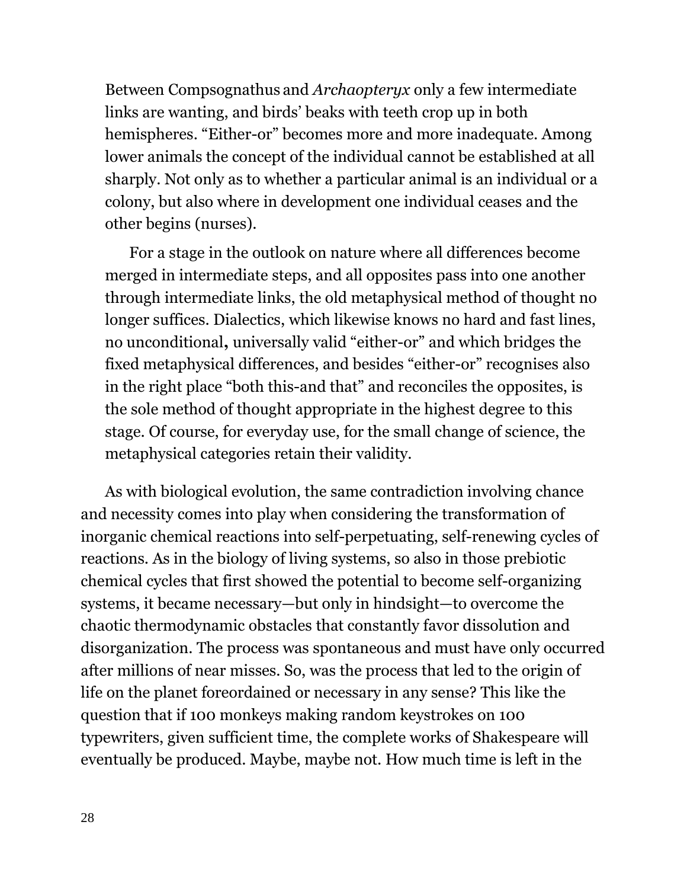> Between Compsognathus and *Archaopteryx* only a few intermediate links are wanting, and birds' beaks with teeth crop up in both hemispheres. "Either-or" becomes more and more inadequate. Among lower animals the concept of the individual cannot be established at all sharply. Not only as to whether a particular animal is an individual or a colony, but also where in development one individual ceases and the other begins (nurses).
>
> For a stage in the outlook on nature where all differences become merged in intermediate steps, and all opposites pass into one another through intermediate links, the old metaphysical method of thought no longer suffices. Dialectics, which likewise knows no hard and fast lines, no unconditional**,** universally valid "either-or" and which bridges the fixed metaphysical differences, and besides "either-or" recognises also in the right place "both this-and that" and reconciles the opposites, is the sole method of thought appropriate in the highest degree to this stage. Of course, for everyday use, for the small change of science, the metaphysical categories retain their validity.

As with biological evolution, the same contradiction involving chance and necessity comes into play when considering the transformation of inorganic chemical reactions into self-perpetuating, self-renewing cycles of reactions. As in the biology of living systems, so also in those prebiotic chemical cycles that first showed the potential to become self-organizing systems, it became necessary—but only in hindsight—to overcome the chaotic thermodynamic obstacles that constantly favor dissolution and disorganization. The process was spontaneous and must have only occurred after millions of near misses. So, was the process that led to the origin of life on the planet foreordained or necessary in any sense? This like the question that if 100 monkeys making random keystrokes on 100 typewriters, given sufficient time, the complete works of Shakespeare will eventually be produced. Maybe, maybe not. How much time is left in the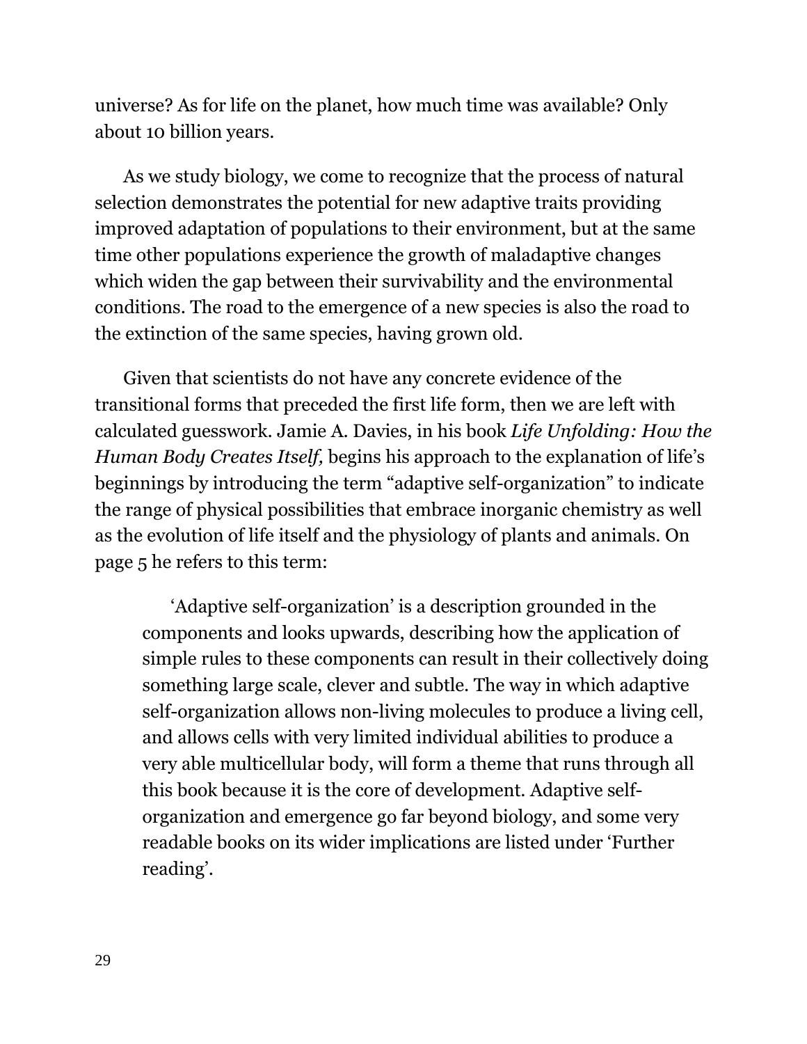universe? As for life on the planet, how much time was available? Only about 10 billion years.

As we study biology, we come to recognize that the process of natural selection demonstrates the potential for new adaptive traits providing improved adaptation of populations to their environment, but at the same time other populations experience the growth of maladaptive changes which widen the gap between their survivability and the environmental conditions. The road to the emergence of a new species is also the road to the extinction of the same species, having grown old.

Given that scientists do not have any concrete evidence of the transitional forms that preceded the first life form, then we are left with calculated guesswork. Jamie A. Davies, in his book *Life Unfolding: How the Human Body Creates Itself,* begins his approach to the explanation of life's beginnings by introducing the term "adaptive self-organization" to indicate the range of physical possibilities that embrace inorganic chemistry as well as the evolution of life itself and the physiology of plants and animals. On page 5 he refers to this term:

> 'Adaptive self-organization' is a description grounded in the components and looks upwards, describing how the application of simple rules to these components can result in their collectively doing something large scale, clever and subtle. The way in which adaptive self-organization allows non-living molecules to produce a living cell, and allows cells with very limited individual abilities to produce a very able multicellular body, will form a theme that runs through all this book because it is the core of development. Adaptive self-organization and emergence go far beyond biology, and some very readable books on its wider implications are listed under 'Further reading'.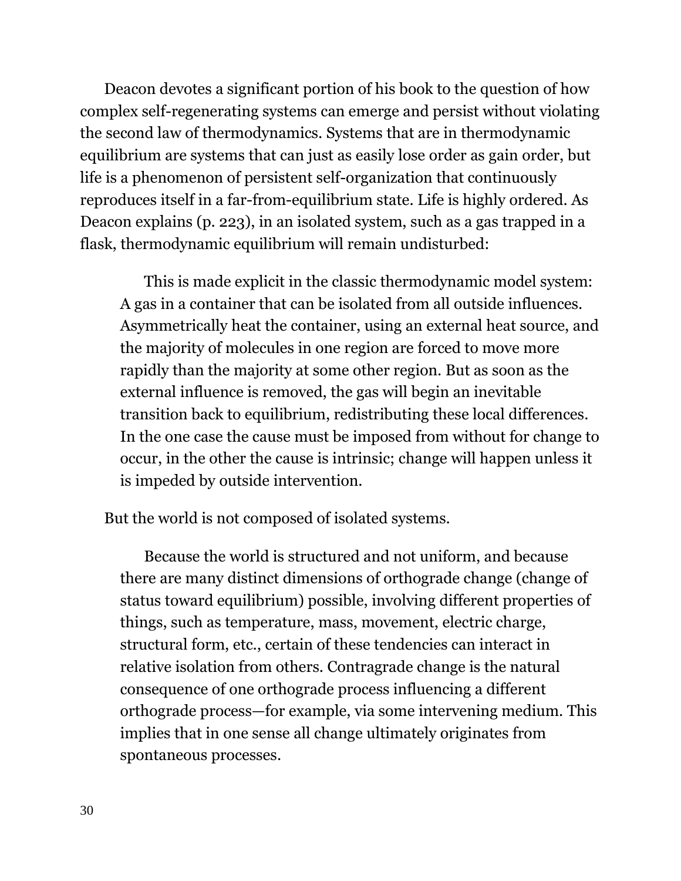Deacon devotes a significant portion of his book to the question of how complex self-regenerating systems can emerge and persist without violating the second law of thermodynamics. Systems that are in thermodynamic equilibrium are systems that can just as easily lose order as gain order, but life is a phenomenon of persistent self-organization that continuously reproduces itself in a far-from-equilibrium state. Life is highly ordered. As Deacon explains (p. 223), in an isolated system, such as a gas trapped in a flask, thermodynamic equilibrium will remain undisturbed:

> This is made explicit in the classic thermodynamic model system: A gas in a container that can be isolated from all outside influences. Asymmetrically heat the container, using an external heat source, and the majority of molecules in one region are forced to move more rapidly than the majority at some other region. But as soon as the external influence is removed, the gas will begin an inevitable transition back to equilibrium, redistributing these local differences. In the one case the cause must be imposed from without for change to occur, in the other the cause is intrinsic; change will happen unless it is impeded by outside intervention.

But the world is not composed of isolated systems.

> Because the world is structured and not uniform, and because there are many distinct dimensions of orthograde change (change of status toward equilibrium) possible, involving different properties of things, such as temperature, mass, movement, electric charge, structural form, etc., certain of these tendencies can interact in relative isolation from others. Contragrade change is the natural consequence of one orthograde process influencing a different orthograde process—for example, via some intervening medium. This implies that in one sense all change ultimately originates from spontaneous processes.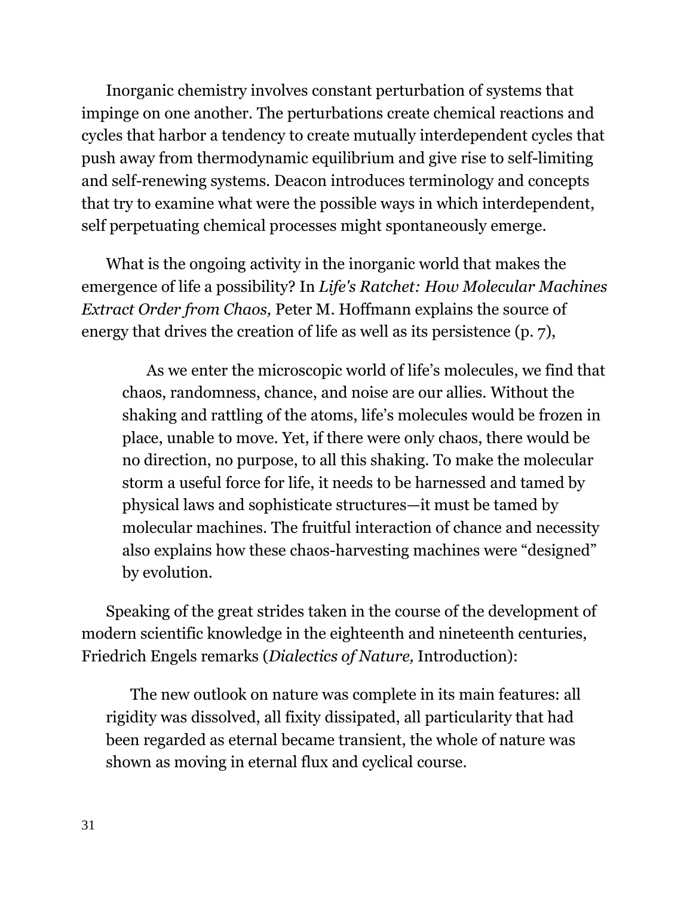Inorganic chemistry involves constant perturbation of systems that impinge on one another. The perturbations create chemical reactions and cycles that harbor a tendency to create mutually interdependent cycles that push away from thermodynamic equilibrium and give rise to self-limiting and self-renewing systems. Deacon introduces terminology and concepts that try to examine what were the possible ways in which interdependent, self perpetuating chemical processes might spontaneously emerge.

What is the ongoing activity in the inorganic world that makes the emergence of life a possibility? In *Life's Ratchet: How Molecular Machines Extract Order from Chaos,* Peter M. Hoffmann explains the source of energy that drives the creation of life as well as its persistence (p. 7),

> As we enter the microscopic world of life's molecules, we find that chaos, randomness, chance, and noise are our allies. Without the shaking and rattling of the atoms, life's molecules would be frozen in place, unable to move. Yet, if there were only chaos, there would be no direction, no purpose, to all this shaking. To make the molecular storm a useful force for life, it needs to be harnessed and tamed by physical laws and sophisticate structures—it must be tamed by molecular machines. The fruitful interaction of chance and necessity also explains how these chaos-harvesting machines were "designed" by evolution.

Speaking of the great strides taken in the course of the development of modern scientific knowledge in the eighteenth and nineteenth centuries, Friedrich Engels remarks (*Dialectics of Nature,* Introduction):

> The new outlook on nature was complete in its main features: all rigidity was dissolved, all fixity dissipated, all particularity that had been regarded as eternal became transient, the whole of nature was shown as moving in eternal flux and cyclical course.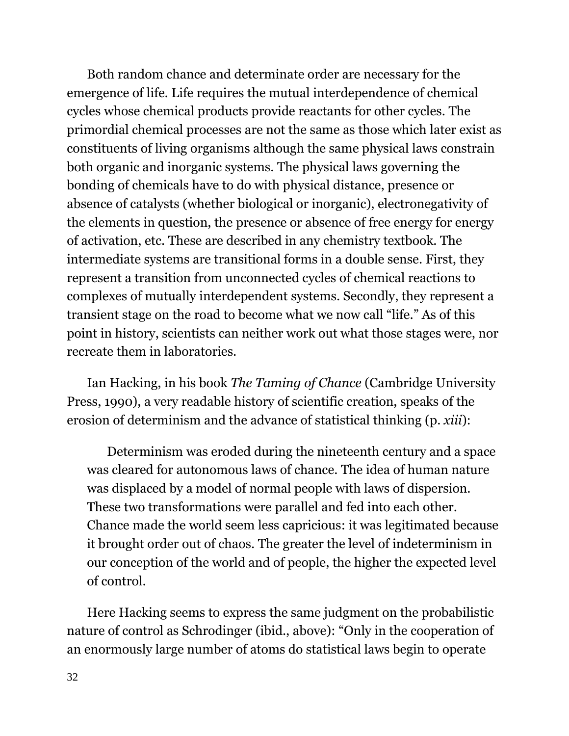Both random chance and determinate order are necessary for the emergence of life. Life requires the mutual interdependence of chemical cycles whose chemical products provide reactants for other cycles. The primordial chemical processes are not the same as those which later exist as constituents of living organisms although the same physical laws constrain both organic and inorganic systems. The physical laws governing the bonding of chemicals have to do with physical distance, presence or absence of catalysts (whether biological or inorganic), electronegativity of the elements in question, the presence or absence of free energy for energy of activation, etc. These are described in any chemistry textbook. The intermediate systems are transitional forms in a double sense. First, they represent a transition from unconnected cycles of chemical reactions to complexes of mutually interdependent systems. Secondly, they represent a transient stage on the road to become what we now call "life." As of this point in history, scientists can neither work out what those stages were, nor recreate them in laboratories.

Ian Hacking, in his book *The Taming of Chance* (Cambridge University Press, 1990), a very readable history of scientific creation, speaks of the erosion of determinism and the advance of statistical thinking (p. *xiii*):

> Determinism was eroded during the nineteenth century and a space was cleared for autonomous laws of chance. The idea of human nature was displaced by a model of normal people with laws of dispersion. These two transformations were parallel and fed into each other. Chance made the world seem less capricious: it was legitimated because it brought order out of chaos. The greater the level of indeterminism in our conception of the world and of people, the higher the expected level of control.

Here Hacking seems to express the same judgment on the probabilistic nature of control as Schrodinger (ibid., above): "Only in the cooperation of an enormously large number of atoms do statistical laws begin to operate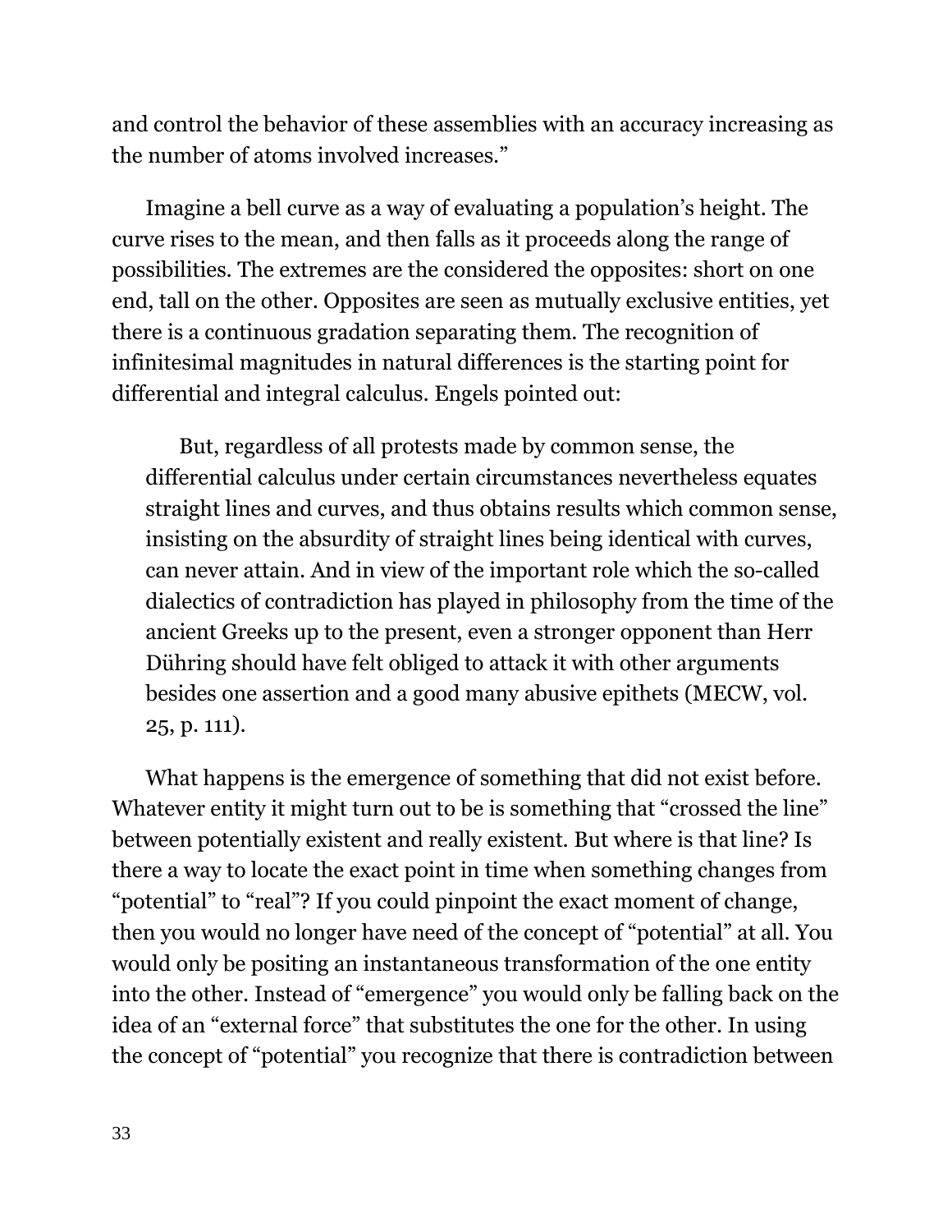and control the behavior of these assemblies with an accuracy increasing as the number of atoms involved increases."

Imagine a bell curve as a way of evaluating a population's height. The curve rises to the mean, and then falls as it proceeds along the range of possibilities. The extremes are the considered the opposites: short on one end, tall on the other. Opposites are seen as mutually exclusive entities, yet there is a continuous gradation separating them. The recognition of infinitesimal magnitudes in natural differences is the starting point for differential and integral calculus. Engels pointed out:

> But, regardless of all protests made by common sense, the differential calculus under certain circumstances nevertheless equates straight lines and curves, and thus obtains results which common sense, insisting on the absurdity of straight lines being identical with curves, can never attain. And in view of the important role which the so-called dialectics of contradiction has played in philosophy from the time of the ancient Greeks up to the present, even a stronger opponent than Herr Dühring should have felt obliged to attack it with other arguments besides one assertion and a good many abusive epithets (MECW, vol. 25, p. 111).

What happens is the emergence of something that did not exist before. Whatever entity it might turn out to be is something that "crossed the line" between potentially existent and really existent. But where is that line? Is there a way to locate the exact point in time when something changes from "potential" to "real"? If you could pinpoint the exact moment of change, then you would no longer have need of the concept of "potential" at all. You would only be positing an instantaneous transformation of the one entity into the other. Instead of "emergence" you would only be falling back on the idea of an "external force" that substitutes the one for the other. In using the concept of "potential" you recognize that there is contradiction between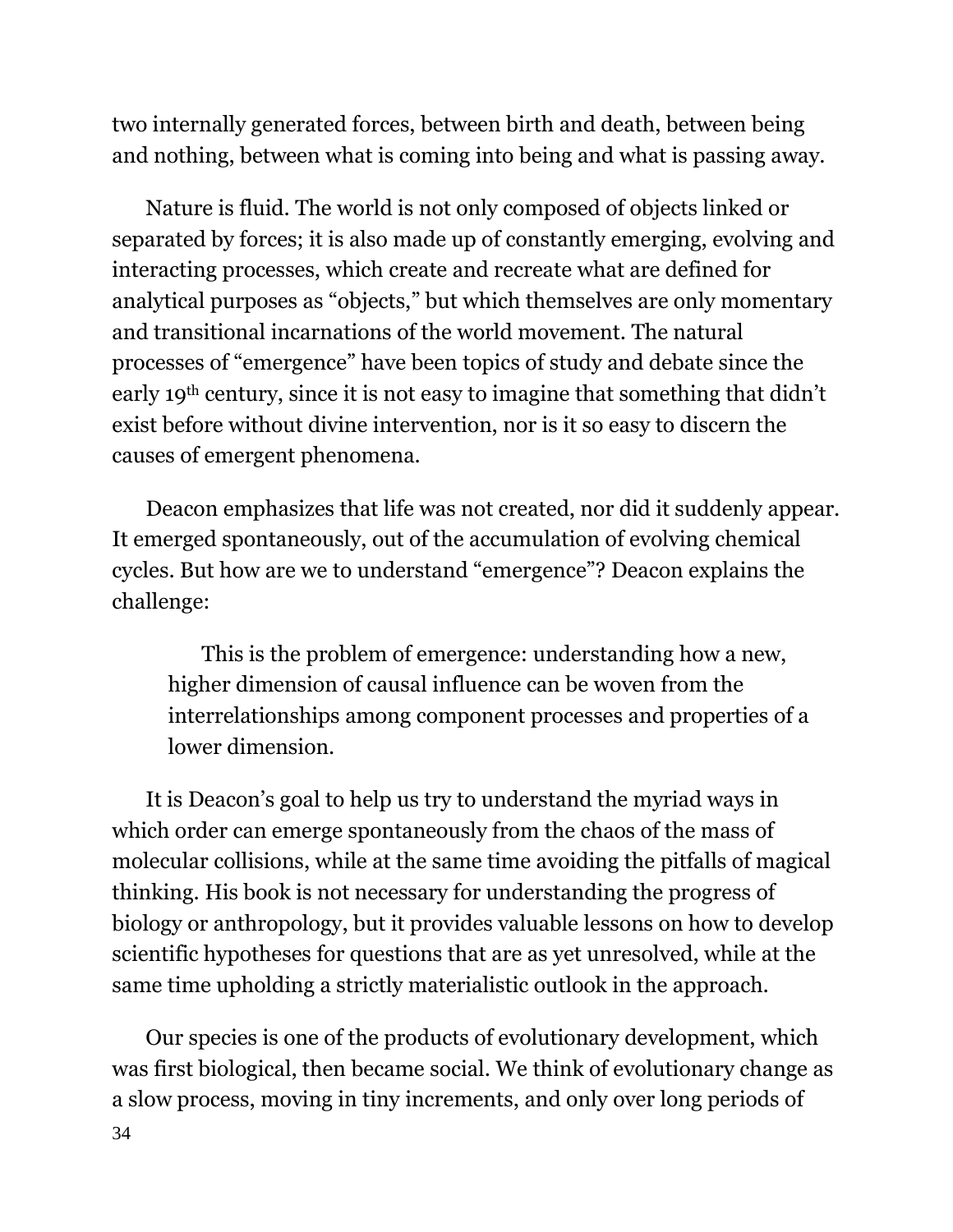two internally generated forces, between birth and death, between being and nothing, between what is coming into being and what is passing away.

Nature is fluid. The world is not only composed of objects linked or separated by forces; it is also made up of constantly emerging, evolving and interacting processes, which create and recreate what are defined for analytical purposes as "objects," but which themselves are only momentary and transitional incarnations of the world movement. The natural processes of "emergence" have been topics of study and debate since the early 19th century, since it is not easy to imagine that something that didn't exist before without divine intervention, nor is it so easy to discern the causes of emergent phenomena.

Deacon emphasizes that life was not created, nor did it suddenly appear. It emerged spontaneously, out of the accumulation of evolving chemical cycles. But how are we to understand "emergence"? Deacon explains the challenge:

> This is the problem of emergence: understanding how a new, higher dimension of causal influence can be woven from the interrelationships among component processes and properties of a lower dimension.

It is Deacon's goal to help us try to understand the myriad ways in which order can emerge spontaneously from the chaos of the mass of molecular collisions, while at the same time avoiding the pitfalls of magical thinking. His book is not necessary for understanding the progress of biology or anthropology, but it provides valuable lessons on how to develop scientific hypotheses for questions that are as yet unresolved, while at the same time upholding a strictly materialistic outlook in the approach.

Our species is one of the products of evolutionary development, which was first biological, then became social. We think of evolutionary change as a slow process, moving in tiny increments, and only over long periods of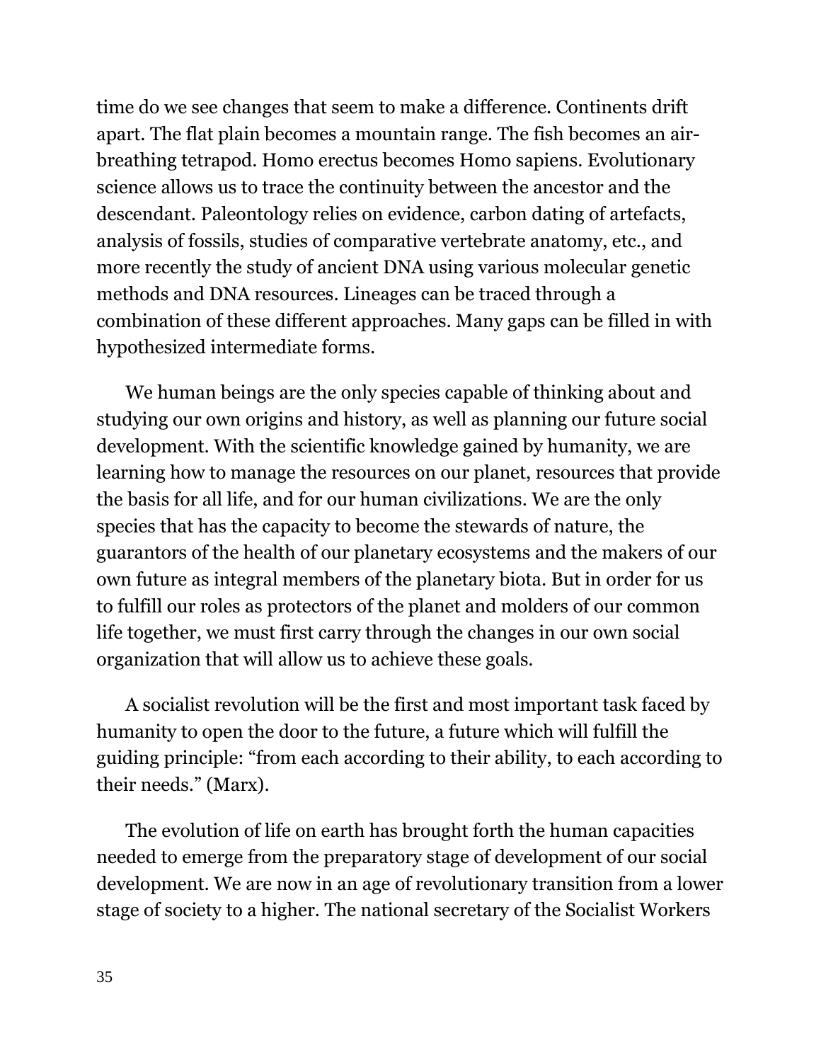time do we see changes that seem to make a difference. Continents drift apart. The flat plain becomes a mountain range. The fish becomes an air-breathing tetrapod. Homo erectus becomes Homo sapiens. Evolutionary science allows us to trace the continuity between the ancestor and the descendant. Paleontology relies on evidence, carbon dating of artefacts, analysis of fossils, studies of comparative vertebrate anatomy, etc., and more recently the study of ancient DNA using various molecular genetic methods and DNA resources. Lineages can be traced through a combination of these different approaches. Many gaps can be filled in with hypothesized intermediate forms.

We human beings are the only species capable of thinking about and studying our own origins and history, as well as planning our future social development. With the scientific knowledge gained by humanity, we are learning how to manage the resources on our planet, resources that provide the basis for all life, and for our human civilizations. We are the only species that has the capacity to become the stewards of nature, the guarantors of the health of our planetary ecosystems and the makers of our own future as integral members of the planetary biota. But in order for us to fulfill our roles as protectors of the planet and molders of our common life together, we must first carry through the changes in our own social organization that will allow us to achieve these goals.

A socialist revolution will be the first and most important task faced by humanity to open the door to the future, a future which will fulfill the guiding principle: "from each according to their ability, to each according to their needs." (Marx).

The evolution of life on earth has brought forth the human capacities needed to emerge from the preparatory stage of development of our social development. We are now in an age of revolutionary transition from a lower stage of society to a higher. The national secretary of the Socialist Workers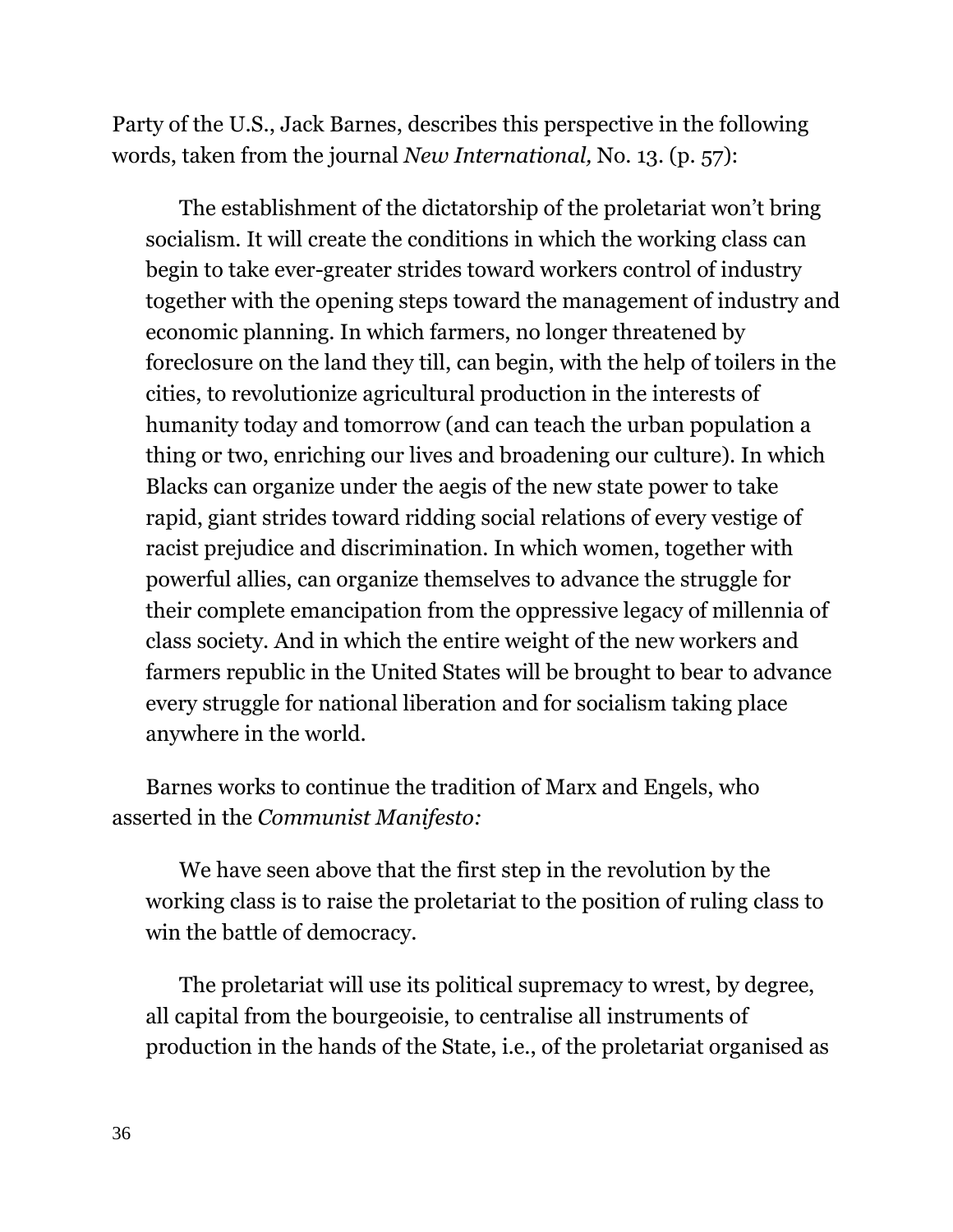Party of the U.S., Jack Barnes, describes this perspective in the following words, taken from the journal *New International,* No. 13. (p. 57):

> The establishment of the dictatorship of the proletariat won't bring socialism. It will create the conditions in which the working class can begin to take ever-greater strides toward workers control of industry together with the opening steps toward the management of industry and economic planning. In which farmers, no longer threatened by foreclosure on the land they till, can begin, with the help of toilers in the cities, to revolutionize agricultural production in the interests of humanity today and tomorrow (and can teach the urban population a thing or two, enriching our lives and broadening our culture). In which Blacks can organize under the aegis of the new state power to take rapid, giant strides toward ridding social relations of every vestige of racist prejudice and discrimination. In which women, together with powerful allies, can organize themselves to advance the struggle for their complete emancipation from the oppressive legacy of millennia of class society. And in which the entire weight of the new workers and farmers republic in the United States will be brought to bear to advance every struggle for national liberation and for socialism taking place anywhere in the world.

Barnes works to continue the tradition of Marx and Engels, who asserted in the *Communist Manifesto:*

> We have seen above that the first step in the revolution by the working class is to raise the proletariat to the position of ruling class to win the battle of democracy.
>
> The proletariat will use its political supremacy to wrest, by degree, all capital from the bourgeoisie, to centralise all instruments of production in the hands of the State, i.e., of the proletariat organised as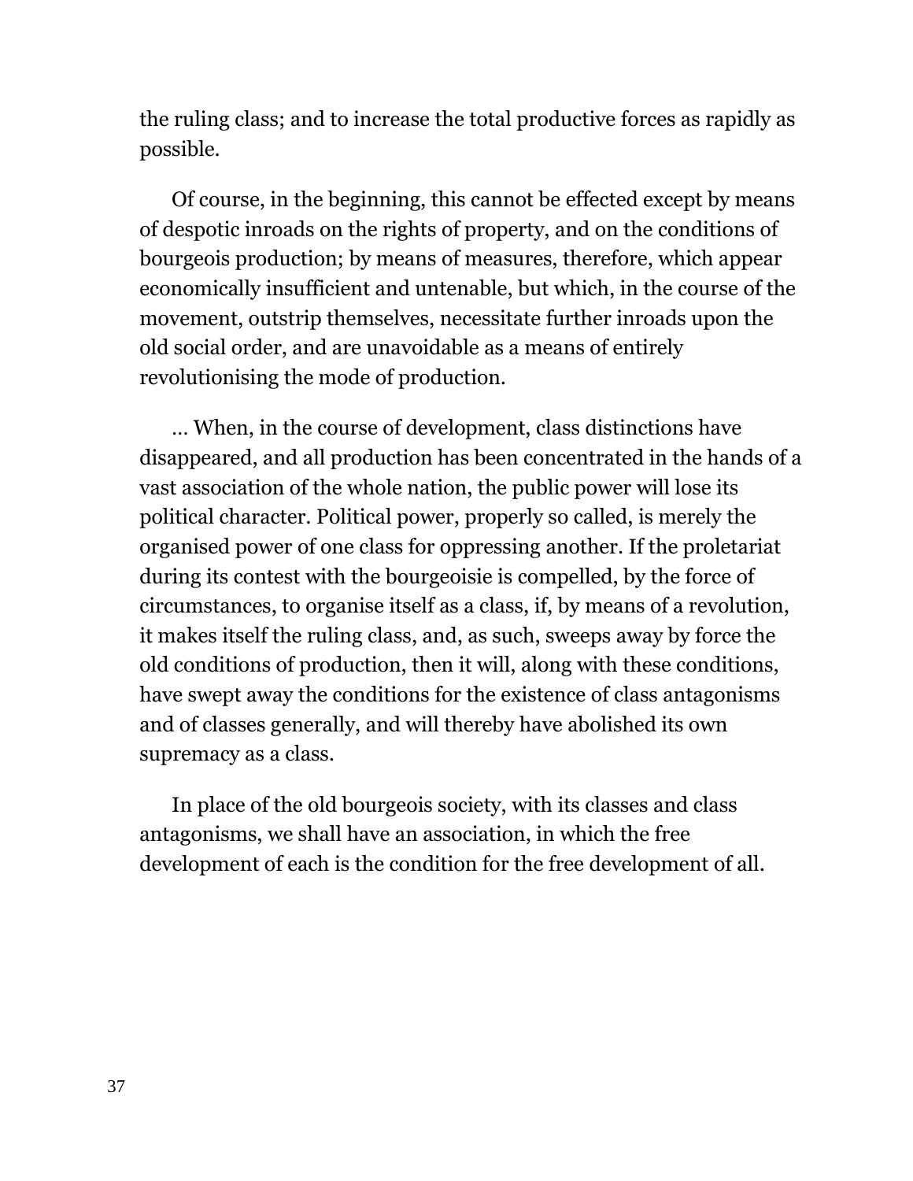the ruling class; and to increase the total productive forces as rapidly as possible.

Of course, in the beginning, this cannot be effected except by means of despotic inroads on the rights of property, and on the conditions of bourgeois production; by means of measures, therefore, which appear economically insufficient and untenable, but which, in the course of the movement, outstrip themselves, necessitate further inroads upon the old social order, and are unavoidable as a means of entirely revolutionising the mode of production.

… When, in the course of development, class distinctions have disappeared, and all production has been concentrated in the hands of a vast association of the whole nation, the public power will lose its political character. Political power, properly so called, is merely the organised power of one class for oppressing another. If the proletariat during its contest with the bourgeoisie is compelled, by the force of circumstances, to organise itself as a class, if, by means of a revolution, it makes itself the ruling class, and, as such, sweeps away by force the old conditions of production, then it will, along with these conditions, have swept away the conditions for the existence of class antagonisms and of classes generally, and will thereby have abolished its own supremacy as a class.

In place of the old bourgeois society, with its classes and class antagonisms, we shall have an association, in which the free development of each is the condition for the free development of all.